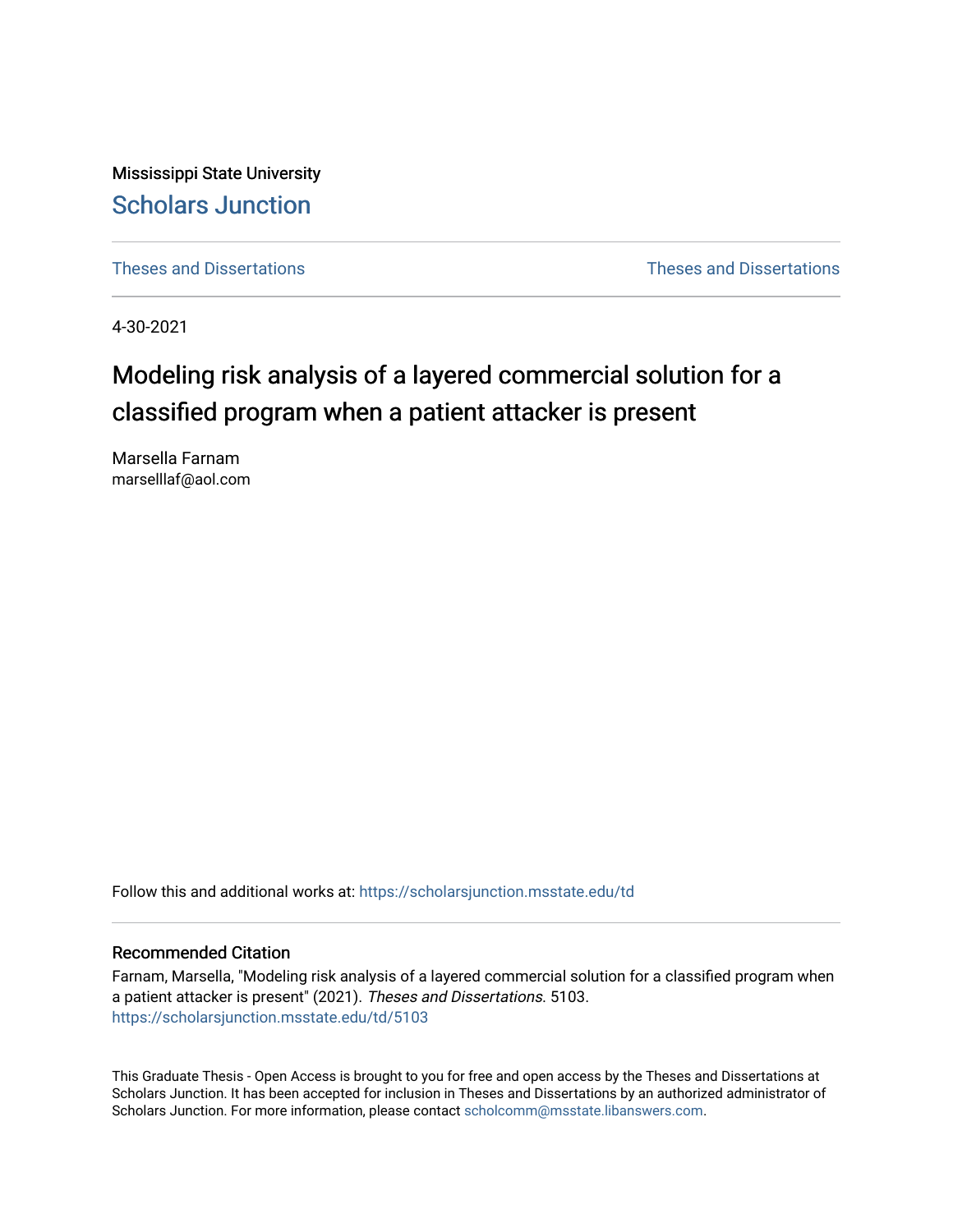Mississippi State University

## Scholars Junction

Theses and Dissertations | Theses and Dissertations

4-30-2021

# Modeling risk analysis of a layered commercial solution for a classified program when a patient attacker is present

Marsella Farnam
marselllaf@aol.com

Follow this and additional works at: https://scholarsjunction.msstate.edu/td

### Recommended Citation

Farnam, Marsella, "Modeling risk analysis of a layered commercial solution for a classified program when a patient attacker is present" (2021). *Theses and Dissertations*. 5103.
https://scholarsjunction.msstate.edu/td/5103

This Graduate Thesis - Open Access is brought to you for free and open access by the Theses and Dissertations at Scholars Junction. It has been accepted for inclusion in Theses and Dissertations by an authorized administrator of Scholars Junction. For more information, please contact scholcomm@msstate.libanswers.com.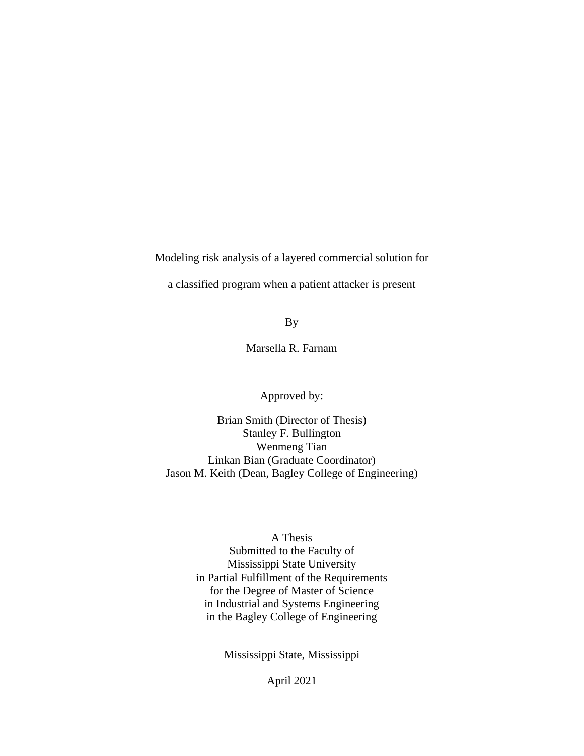Modeling risk analysis of a layered commercial solution for

a classified program when a patient attacker is present

By

Marsella R. Farnam

Approved by:

Brian Smith (Director of Thesis)
Stanley F. Bullington
Wenmeng Tian
Linkan Bian (Graduate Coordinator)
Jason M. Keith (Dean, Bagley College of Engineering)

A Thesis
Submitted to the Faculty of
Mississippi State University
in Partial Fulfillment of the Requirements
for the Degree of Master of Science
in Industrial and Systems Engineering
in the Bagley College of Engineering

Mississippi State, Mississippi

April 2021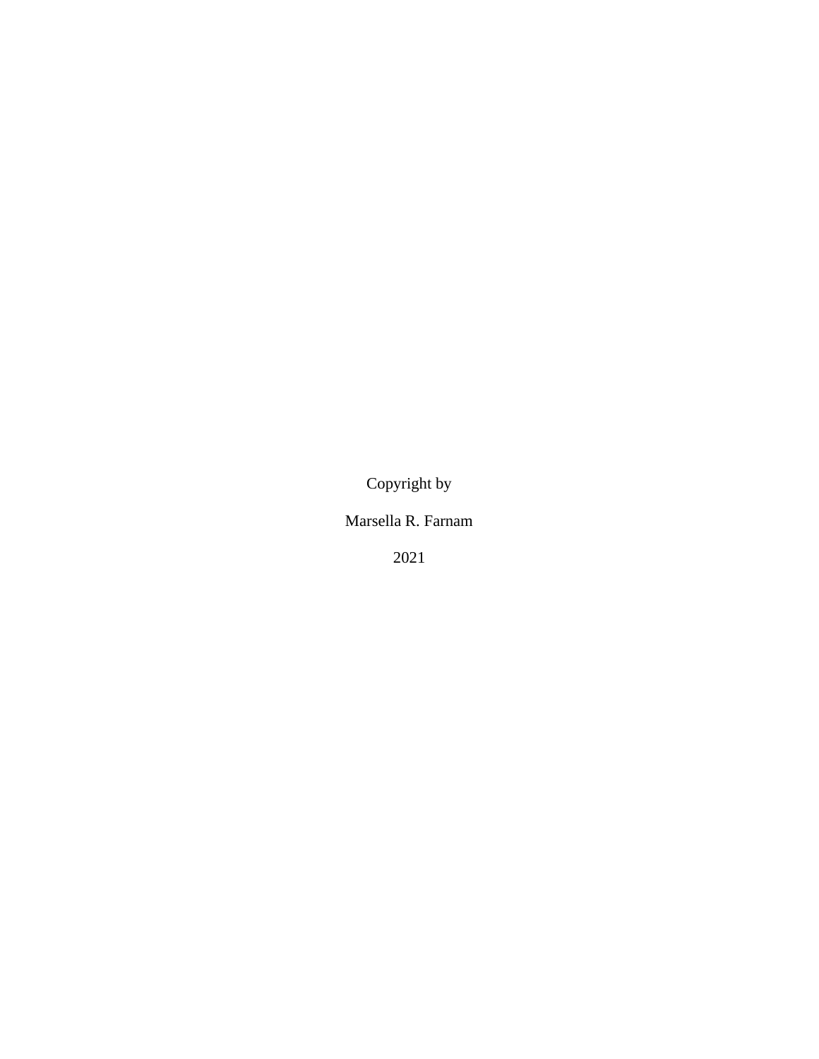Copyright by

Marsella R. Farnam

2021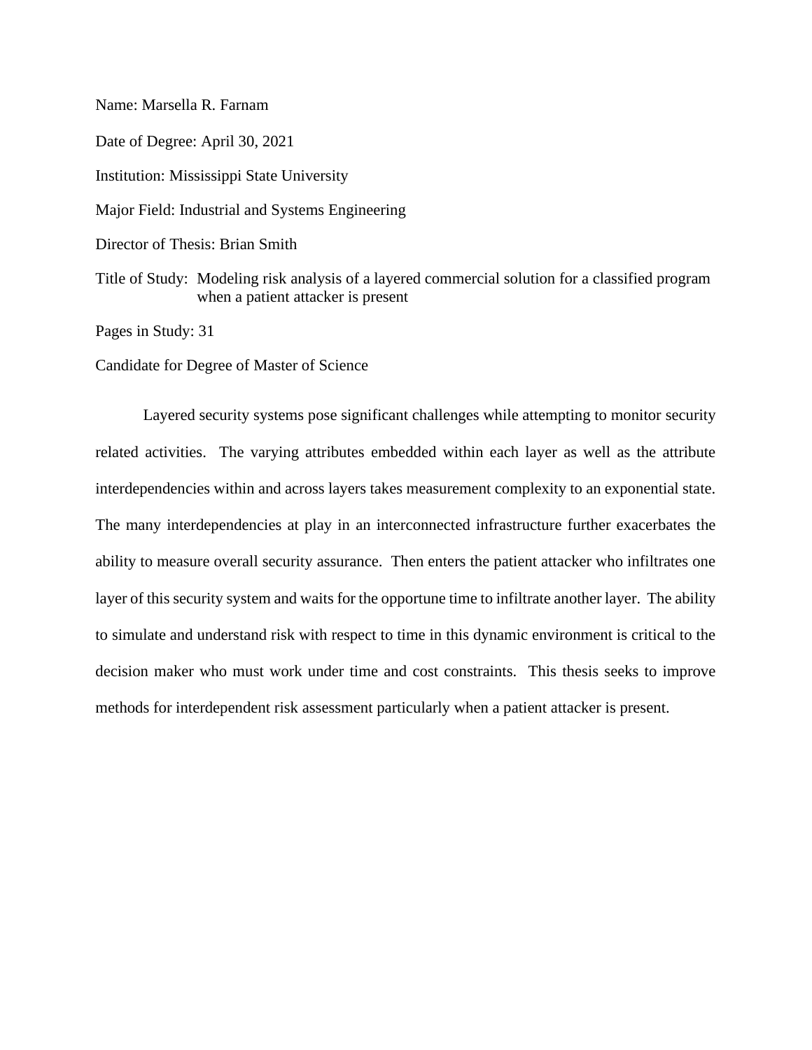Name: Marsella R. Farnam

Date of Degree: April 30, 2021

Institution: Mississippi State University

Major Field: Industrial and Systems Engineering

Director of Thesis: Brian Smith

Title of Study: Modeling risk analysis of a layered commercial solution for a classified program when a patient attacker is present

Pages in Study: 31

Candidate for Degree of Master of Science

Layered security systems pose significant challenges while attempting to monitor security related activities. The varying attributes embedded within each layer as well as the attribute interdependencies within and across layers takes measurement complexity to an exponential state. The many interdependencies at play in an interconnected infrastructure further exacerbates the ability to measure overall security assurance. Then enters the patient attacker who infiltrates one layer of this security system and waits for the opportune time to infiltrate another layer. The ability to simulate and understand risk with respect to time in this dynamic environment is critical to the decision maker who must work under time and cost constraints. This thesis seeks to improve methods for interdependent risk assessment particularly when a patient attacker is present.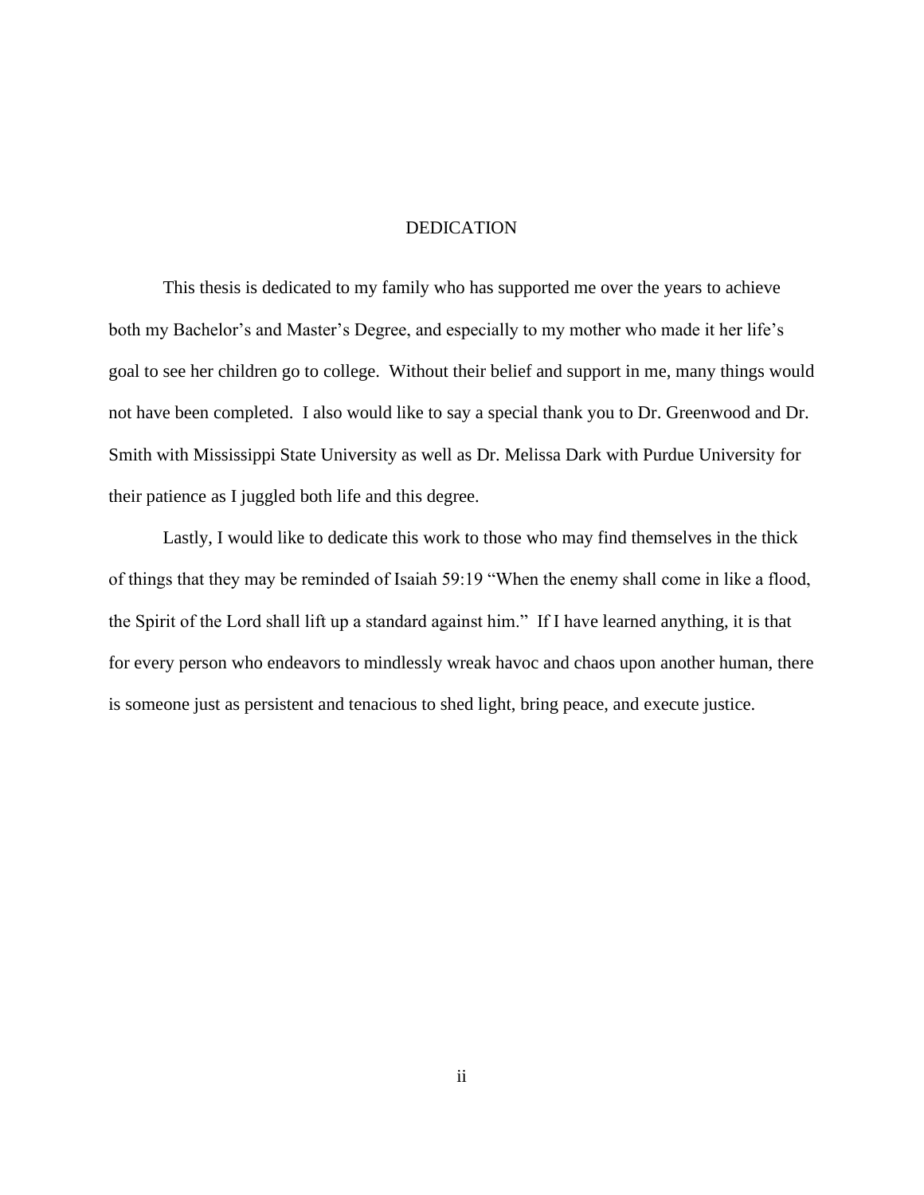# DEDICATION

This thesis is dedicated to my family who has supported me over the years to achieve both my Bachelor's and Master's Degree, and especially to my mother who made it her life's goal to see her children go to college. Without their belief and support in me, many things would not have been completed. I also would like to say a special thank you to Dr. Greenwood and Dr. Smith with Mississippi State University as well as Dr. Melissa Dark with Purdue University for their patience as I juggled both life and this degree.

Lastly, I would like to dedicate this work to those who may find themselves in the thick of things that they may be reminded of Isaiah 59:19 "When the enemy shall come in like a flood, the Spirit of the Lord shall lift up a standard against him." If I have learned anything, it is that for every person who endeavors to mindlessly wreak havoc and chaos upon another human, there is someone just as persistent and tenacious to shed light, bring peace, and execute justice.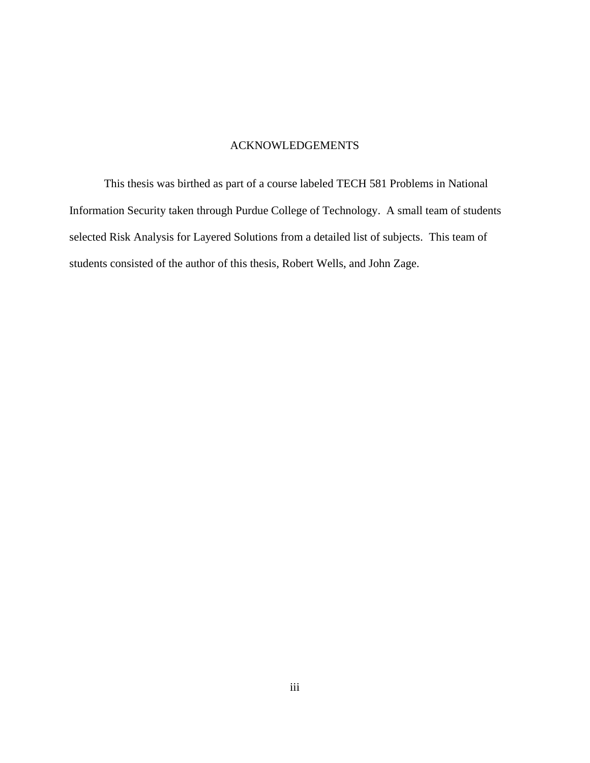# ACKNOWLEDGEMENTS

This thesis was birthed as part of a course labeled TECH 581 Problems in National Information Security taken through Purdue College of Technology. A small team of students selected Risk Analysis for Layered Solutions from a detailed list of subjects. This team of students consisted of the author of this thesis, Robert Wells, and John Zage.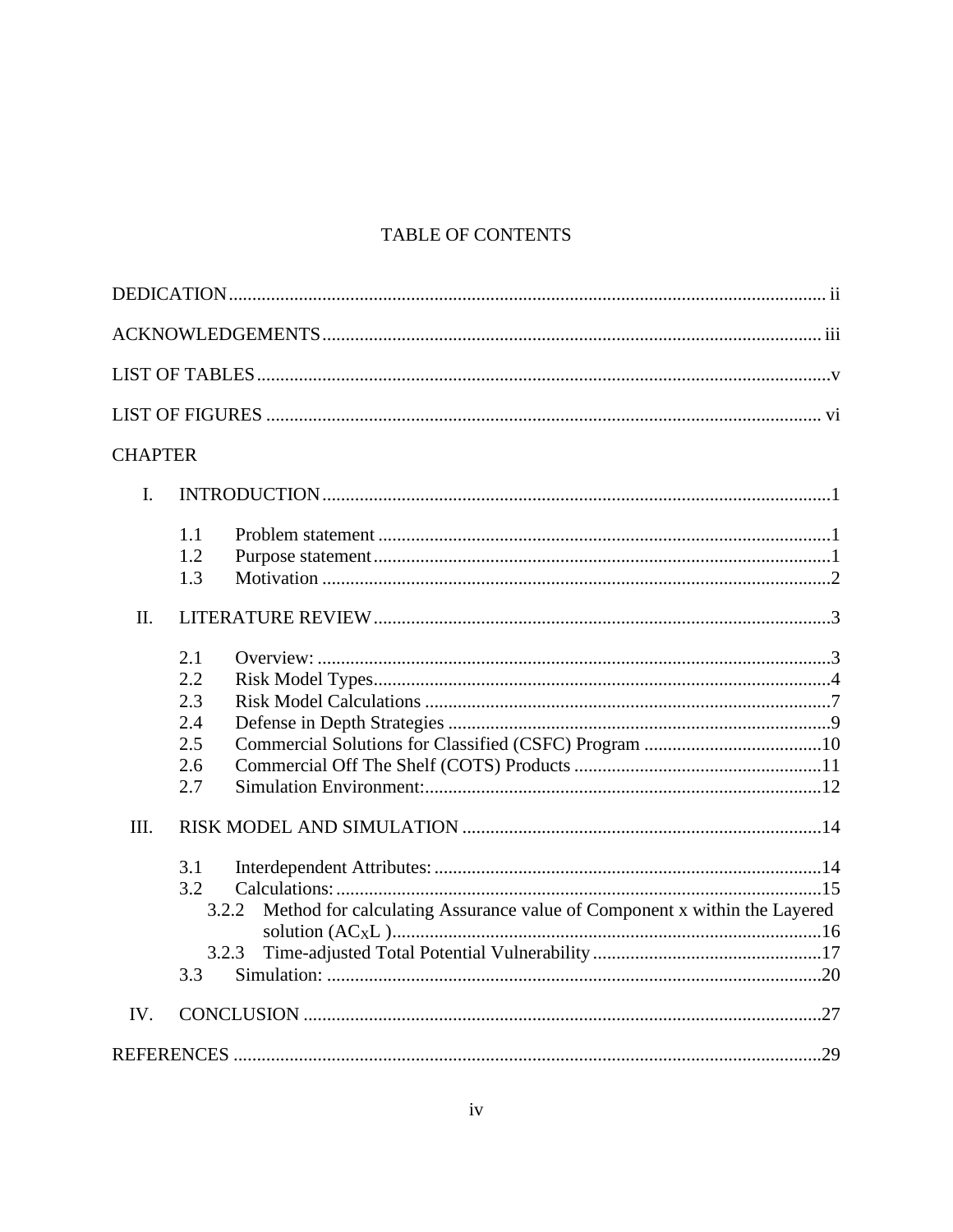# TABLE OF CONTENTS

DEDICATION ........ ii

ACKNOWLEDGEMENTS ........ iii

LIST OF TABLES ........ v

LIST OF FIGURES ........ vi

CHAPTER

I. INTRODUCTION ........ 1

- 1.1 Problem statement ........ 1
- 1.2 Purpose statement ........ 1
- 1.3 Motivation ........ 2

II. LITERATURE REVIEW ........ 3

- 2.1 Overview: ........ 3
- 2.2 Risk Model Types ........ 4
- 2.3 Risk Model Calculations ........ 7
- 2.4 Defense in Depth Strategies ........ 9
- 2.5 Commercial Solutions for Classified (CSFC) Program ........ 10
- 2.6 Commercial Off The Shelf (COTS) Products ........ 11
- 2.7 Simulation Environment: ........ 12

III. RISK MODEL AND SIMULATION ........ 14

- 3.1 Interdependent Attributes: ........ 14
- 3.2 Calculations: ........ 15
  - 3.2.2 Method for calculating Assurance value of Component x within the Layered solution ($AC_XL$ ) ........ 16
  - 3.2.3 Time-adjusted Total Potential Vulnerability ........ 17
- 3.3 Simulation: ........ 20

IV. CONCLUSION ........ 27

REFERENCES ........ 29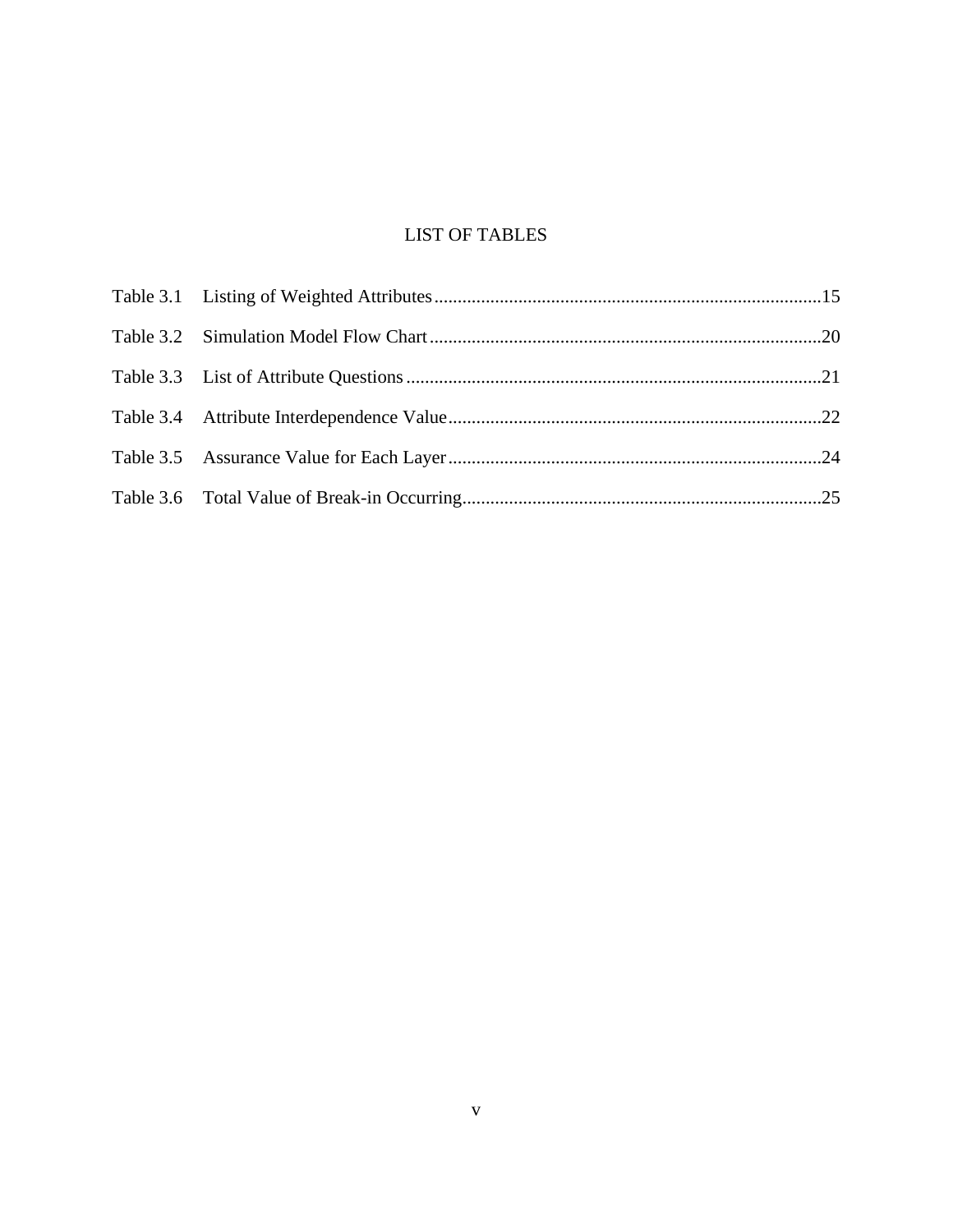# LIST OF TABLES

Table 3.1 Listing of Weighted Attributes....................................................................................15

Table 3.2 Simulation Model Flow Chart.....................................................................................20

Table 3.3 List of Attribute Questions..........................................................................................21

Table 3.4 Attribute Interdependence Value.................................................................................22

Table 3.5 Assurance Value for Each Layer.................................................................................24

Table 3.6 Total Value of Break-in Occurring..............................................................................25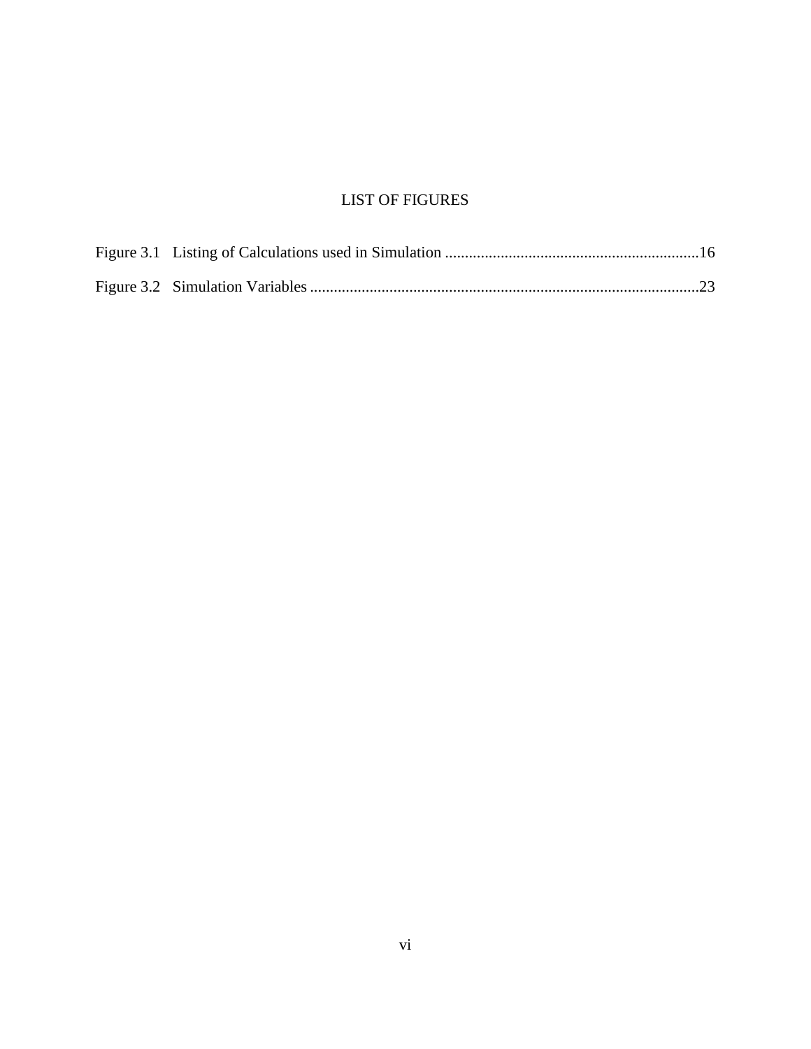# LIST OF FIGURES

Figure 3.1 Listing of Calculations used in Simulation ................................................................16

Figure 3.2 Simulation Variables ..................................................................................................23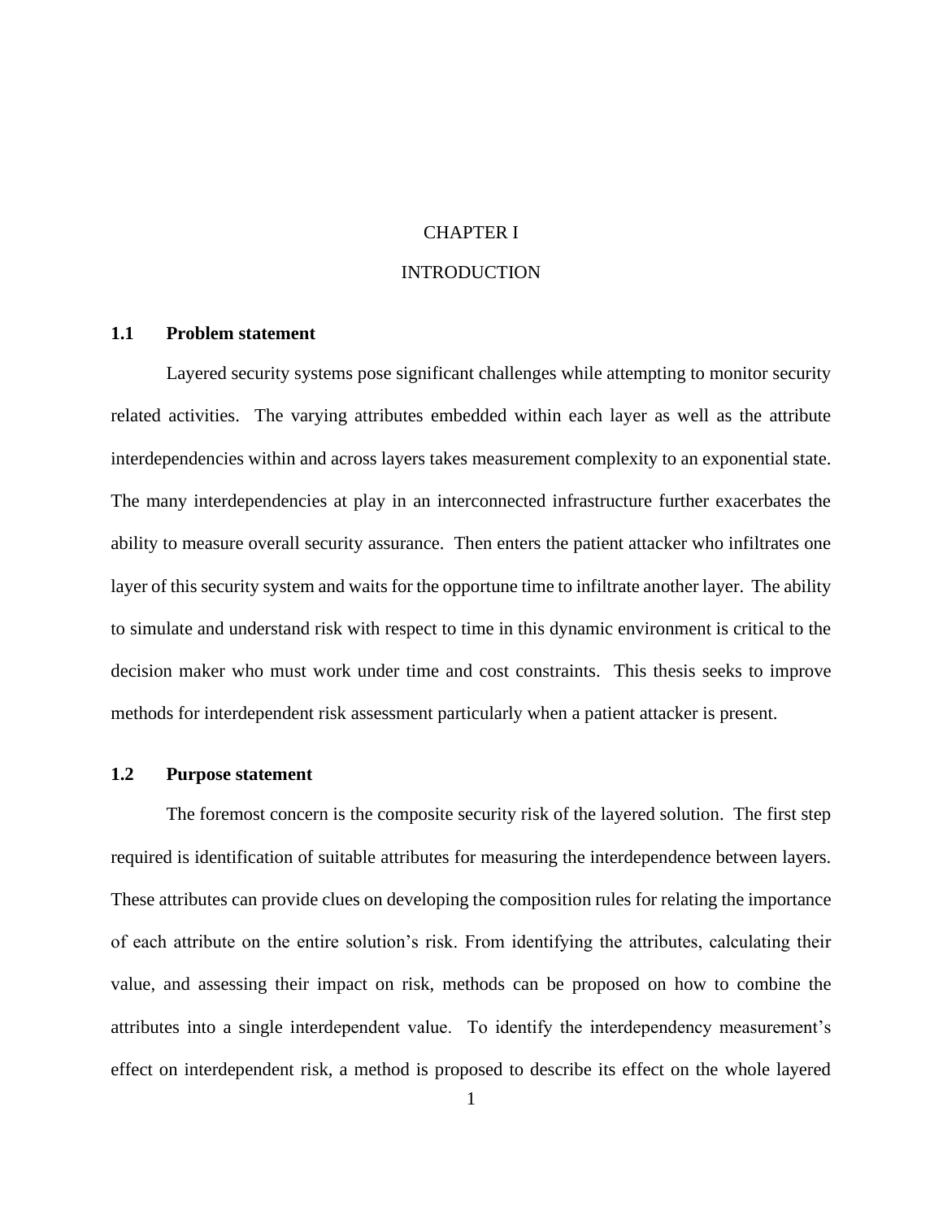# CHAPTER I

# INTRODUCTION

## 1.1 Problem statement

Layered security systems pose significant challenges while attempting to monitor security related activities. The varying attributes embedded within each layer as well as the attribute interdependencies within and across layers takes measurement complexity to an exponential state. The many interdependencies at play in an interconnected infrastructure further exacerbates the ability to measure overall security assurance. Then enters the patient attacker who infiltrates one layer of this security system and waits for the opportune time to infiltrate another layer. The ability to simulate and understand risk with respect to time in this dynamic environment is critical to the decision maker who must work under time and cost constraints. This thesis seeks to improve methods for interdependent risk assessment particularly when a patient attacker is present.

## 1.2 Purpose statement

The foremost concern is the composite security risk of the layered solution. The first step required is identification of suitable attributes for measuring the interdependence between layers. These attributes can provide clues on developing the composition rules for relating the importance of each attribute on the entire solution's risk. From identifying the attributes, calculating their value, and assessing their impact on risk, methods can be proposed on how to combine the attributes into a single interdependent value. To identify the interdependency measurement's effect on interdependent risk, a method is proposed to describe its effect on the whole layered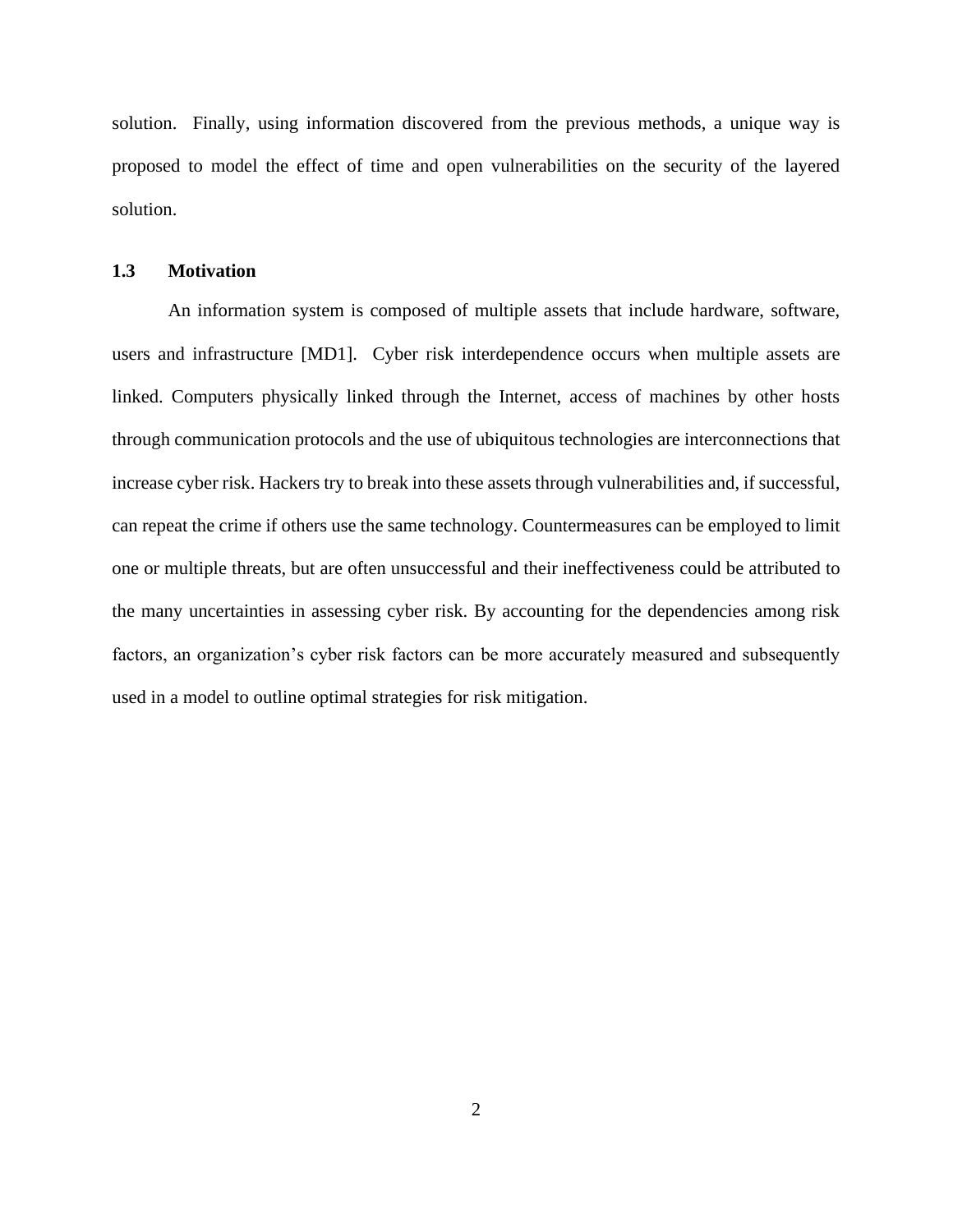solution. Finally, using information discovered from the previous methods, a unique way is proposed to model the effect of time and open vulnerabilities on the security of the layered solution.

## 1.3 Motivation

An information system is composed of multiple assets that include hardware, software, users and infrastructure [MD1]. Cyber risk interdependence occurs when multiple assets are linked. Computers physically linked through the Internet, access of machines by other hosts through communication protocols and the use of ubiquitous technologies are interconnections that increase cyber risk. Hackers try to break into these assets through vulnerabilities and, if successful, can repeat the crime if others use the same technology. Countermeasures can be employed to limit one or multiple threats, but are often unsuccessful and their ineffectiveness could be attributed to the many uncertainties in assessing cyber risk. By accounting for the dependencies among risk factors, an organization's cyber risk factors can be more accurately measured and subsequently used in a model to outline optimal strategies for risk mitigation.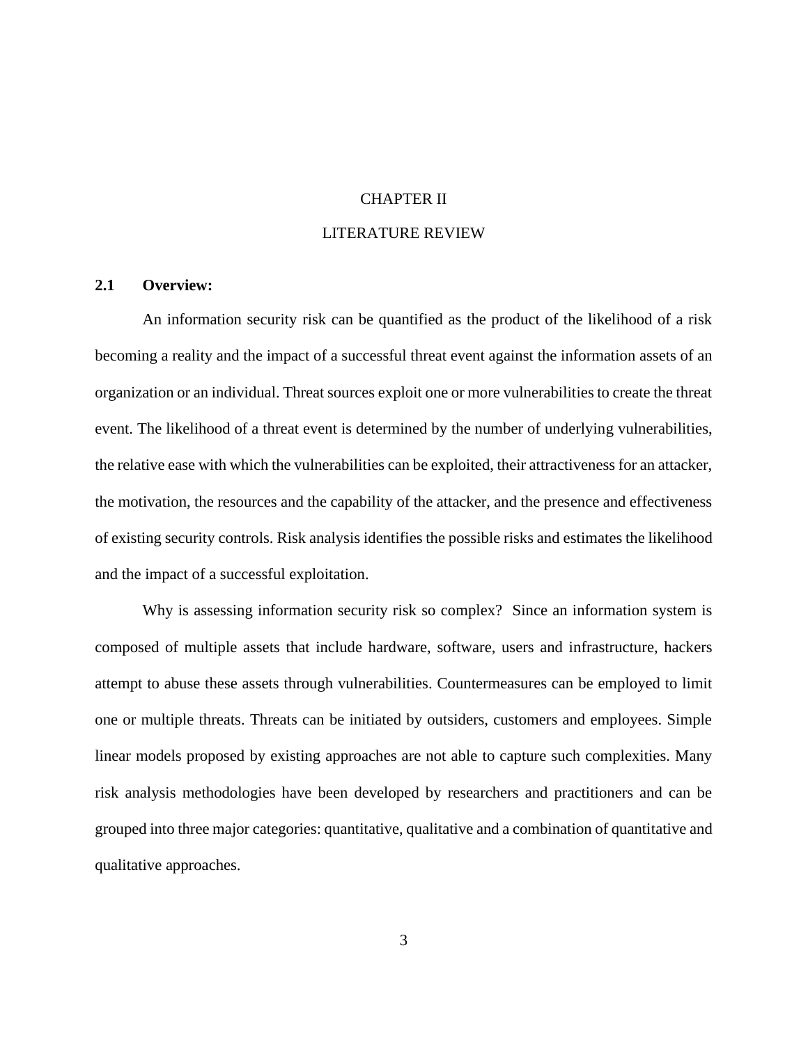# CHAPTER II

# LITERATURE REVIEW

## 2.1 Overview:

An information security risk can be quantified as the product of the likelihood of a risk becoming a reality and the impact of a successful threat event against the information assets of an organization or an individual. Threat sources exploit one or more vulnerabilities to create the threat event. The likelihood of a threat event is determined by the number of underlying vulnerabilities, the relative ease with which the vulnerabilities can be exploited, their attractiveness for an attacker, the motivation, the resources and the capability of the attacker, and the presence and effectiveness of existing security controls. Risk analysis identifies the possible risks and estimates the likelihood and the impact of a successful exploitation.

Why is assessing information security risk so complex? Since an information system is composed of multiple assets that include hardware, software, users and infrastructure, hackers attempt to abuse these assets through vulnerabilities. Countermeasures can be employed to limit one or multiple threats. Threats can be initiated by outsiders, customers and employees. Simple linear models proposed by existing approaches are not able to capture such complexities. Many risk analysis methodologies have been developed by researchers and practitioners and can be grouped into three major categories: quantitative, qualitative and a combination of quantitative and qualitative approaches.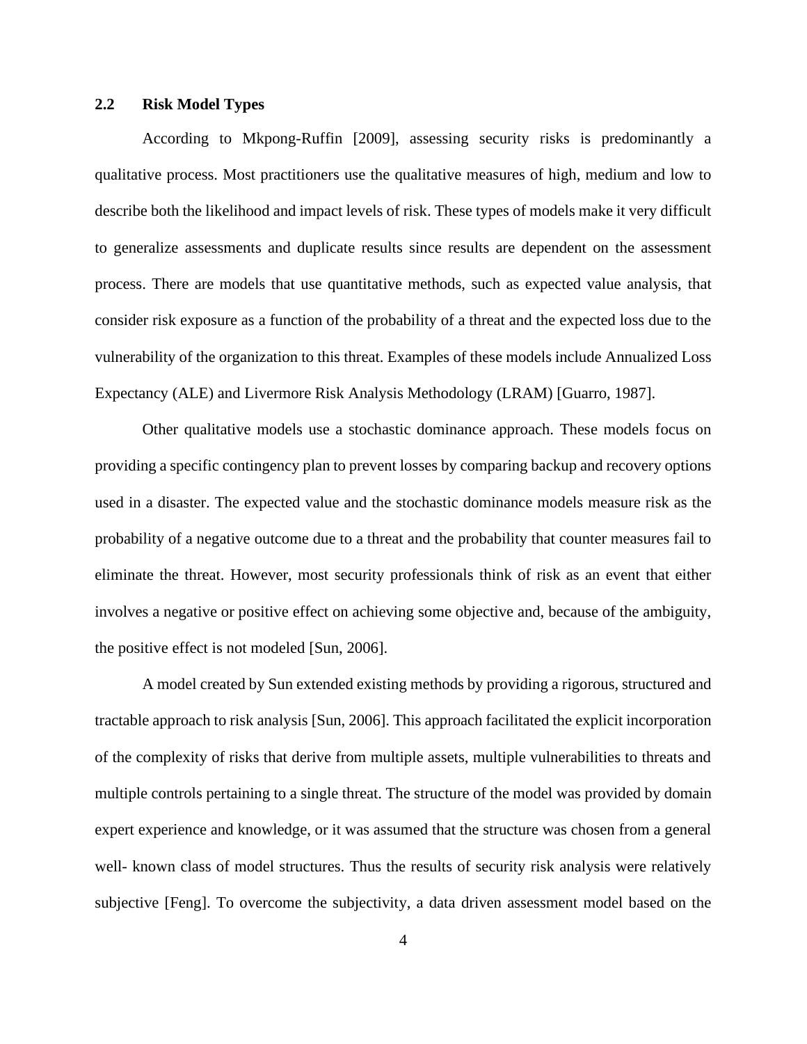## 2.2 Risk Model Types

According to Mkpong-Ruffin [2009], assessing security risks is predominantly a qualitative process. Most practitioners use the qualitative measures of high, medium and low to describe both the likelihood and impact levels of risk. These types of models make it very difficult to generalize assessments and duplicate results since results are dependent on the assessment process. There are models that use quantitative methods, such as expected value analysis, that consider risk exposure as a function of the probability of a threat and the expected loss due to the vulnerability of the organization to this threat. Examples of these models include Annualized Loss Expectancy (ALE) and Livermore Risk Analysis Methodology (LRAM) [Guarro, 1987].

Other qualitative models use a stochastic dominance approach. These models focus on providing a specific contingency plan to prevent losses by comparing backup and recovery options used in a disaster. The expected value and the stochastic dominance models measure risk as the probability of a negative outcome due to a threat and the probability that counter measures fail to eliminate the threat. However, most security professionals think of risk as an event that either involves a negative or positive effect on achieving some objective and, because of the ambiguity, the positive effect is not modeled [Sun, 2006].

A model created by Sun extended existing methods by providing a rigorous, structured and tractable approach to risk analysis [Sun, 2006]. This approach facilitated the explicit incorporation of the complexity of risks that derive from multiple assets, multiple vulnerabilities to threats and multiple controls pertaining to a single threat. The structure of the model was provided by domain expert experience and knowledge, or it was assumed that the structure was chosen from a general well- known class of model structures. Thus the results of security risk analysis were relatively subjective [Feng]. To overcome the subjectivity, a data driven assessment model based on the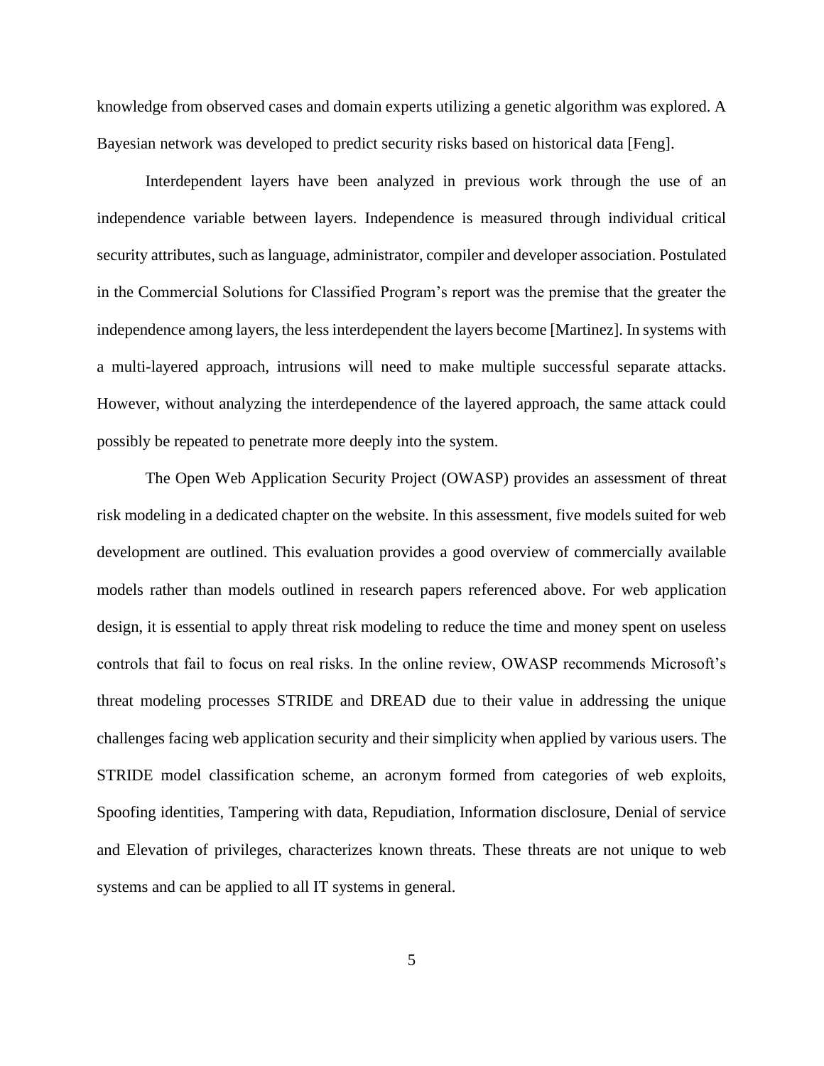knowledge from observed cases and domain experts utilizing a genetic algorithm was explored. A Bayesian network was developed to predict security risks based on historical data [Feng].

Interdependent layers have been analyzed in previous work through the use of an independence variable between layers. Independence is measured through individual critical security attributes, such as language, administrator, compiler and developer association. Postulated in the Commercial Solutions for Classified Program's report was the premise that the greater the independence among layers, the less interdependent the layers become [Martinez]. In systems with a multi-layered approach, intrusions will need to make multiple successful separate attacks. However, without analyzing the interdependence of the layered approach, the same attack could possibly be repeated to penetrate more deeply into the system.

The Open Web Application Security Project (OWASP) provides an assessment of threat risk modeling in a dedicated chapter on the website. In this assessment, five models suited for web development are outlined. This evaluation provides a good overview of commercially available models rather than models outlined in research papers referenced above. For web application design, it is essential to apply threat risk modeling to reduce the time and money spent on useless controls that fail to focus on real risks. In the online review, OWASP recommends Microsoft's threat modeling processes STRIDE and DREAD due to their value in addressing the unique challenges facing web application security and their simplicity when applied by various users. The STRIDE model classification scheme, an acronym formed from categories of web exploits, Spoofing identities, Tampering with data, Repudiation, Information disclosure, Denial of service and Elevation of privileges, characterizes known threats. These threats are not unique to web systems and can be applied to all IT systems in general.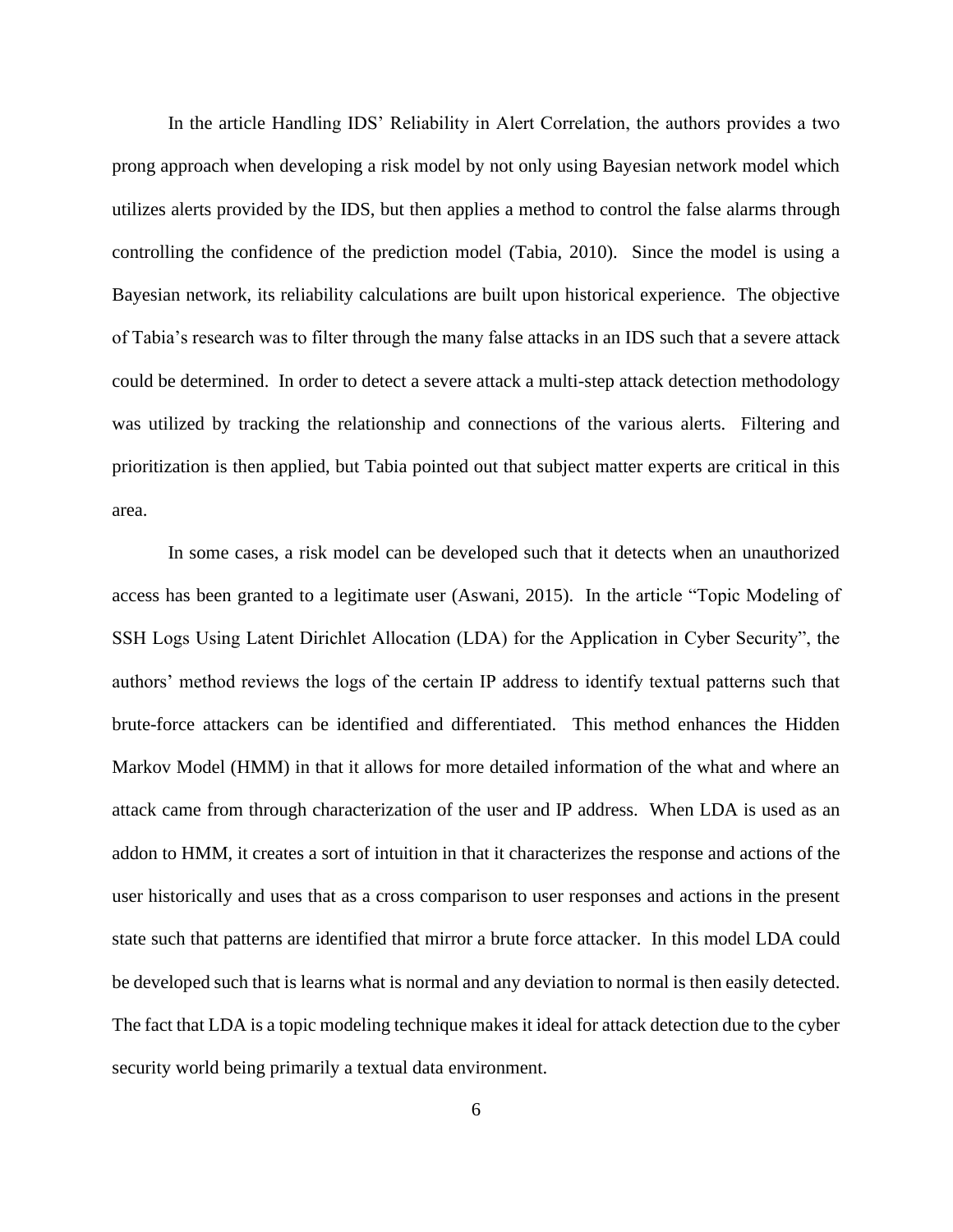In the article Handling IDS' Reliability in Alert Correlation, the authors provides a two prong approach when developing a risk model by not only using Bayesian network model which utilizes alerts provided by the IDS, but then applies a method to control the false alarms through controlling the confidence of the prediction model (Tabia, 2010). Since the model is using a Bayesian network, its reliability calculations are built upon historical experience. The objective of Tabia's research was to filter through the many false attacks in an IDS such that a severe attack could be determined. In order to detect a severe attack a multi-step attack detection methodology was utilized by tracking the relationship and connections of the various alerts. Filtering and prioritization is then applied, but Tabia pointed out that subject matter experts are critical in this area.

In some cases, a risk model can be developed such that it detects when an unauthorized access has been granted to a legitimate user (Aswani, 2015). In the article "Topic Modeling of SSH Logs Using Latent Dirichlet Allocation (LDA) for the Application in Cyber Security", the authors' method reviews the logs of the certain IP address to identify textual patterns such that brute-force attackers can be identified and differentiated. This method enhances the Hidden Markov Model (HMM) in that it allows for more detailed information of the what and where an attack came from through characterization of the user and IP address. When LDA is used as an addon to HMM, it creates a sort of intuition in that it characterizes the response and actions of the user historically and uses that as a cross comparison to user responses and actions in the present state such that patterns are identified that mirror a brute force attacker. In this model LDA could be developed such that is learns what is normal and any deviation to normal is then easily detected. The fact that LDA is a topic modeling technique makes it ideal for attack detection due to the cyber security world being primarily a textual data environment.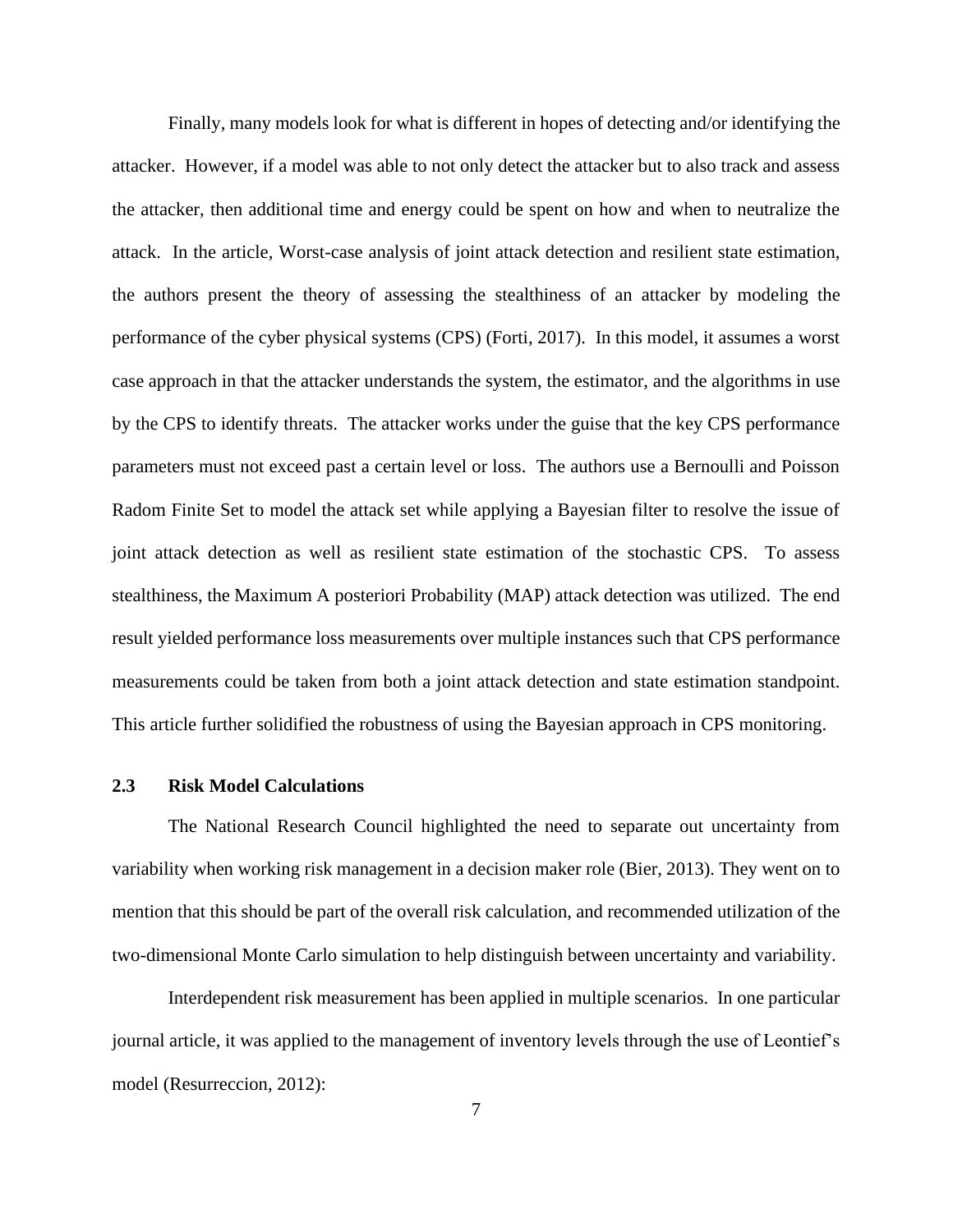Finally, many models look for what is different in hopes of detecting and/or identifying the attacker. However, if a model was able to not only detect the attacker but to also track and assess the attacker, then additional time and energy could be spent on how and when to neutralize the attack. In the article, Worst-case analysis of joint attack detection and resilient state estimation, the authors present the theory of assessing the stealthiness of an attacker by modeling the performance of the cyber physical systems (CPS) (Forti, 2017). In this model, it assumes a worst case approach in that the attacker understands the system, the estimator, and the algorithms in use by the CPS to identify threats. The attacker works under the guise that the key CPS performance parameters must not exceed past a certain level or loss. The authors use a Bernoulli and Poisson Radom Finite Set to model the attack set while applying a Bayesian filter to resolve the issue of joint attack detection as well as resilient state estimation of the stochastic CPS. To assess stealthiness, the Maximum A posteriori Probability (MAP) attack detection was utilized. The end result yielded performance loss measurements over multiple instances such that CPS performance measurements could be taken from both a joint attack detection and state estimation standpoint. This article further solidified the robustness of using the Bayesian approach in CPS monitoring.

## 2.3 Risk Model Calculations

The National Research Council highlighted the need to separate out uncertainty from variability when working risk management in a decision maker role (Bier, 2013). They went on to mention that this should be part of the overall risk calculation, and recommended utilization of the two-dimensional Monte Carlo simulation to help distinguish between uncertainty and variability.

Interdependent risk measurement has been applied in multiple scenarios. In one particular journal article, it was applied to the management of inventory levels through the use of Leontief's model (Resurreccion, 2012):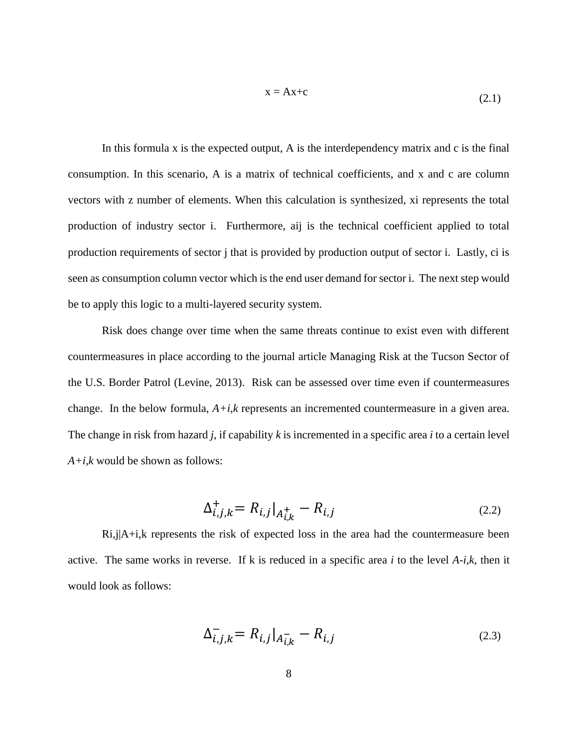$$x = Ax + c \tag{2.1}$$

In this formula x is the expected output, A is the interdependency matrix and c is the final consumption. In this scenario, A is a matrix of technical coefficients, and x and c are column vectors with z number of elements. When this calculation is synthesized, $x_i$ represents the total production of industry sector i. Furthermore, $a_{ij}$ is the technical coefficient applied to total production requirements of sector j that is provided by production output of sector i. Lastly, $c_i$ is seen as consumption column vector which is the end user demand for sector i. The next step would be to apply this logic to a multi-layered security system.

Risk does change over time when the same threats continue to exist even with different countermeasures in place according to the journal article Managing Risk at the Tucson Sector of the U.S. Border Patrol (Levine, 2013). Risk can be assessed over time even if countermeasures change. In the below formula, $A^{+}_{i,k}$ represents an incremented countermeasure in a given area. The change in risk from hazard *j*, if capability *k* is incremented in a specific area *i* to a certain level $A^{+}_{i,k}$ would be shown as follows:

$$\Delta^{+}_{i,j,k} = R_{i,j}|_{A^{+}_{i,k}} - R_{i,j} \tag{2.2}$$

$R_{i,j}|A^{+}_{i,k}$ represents the risk of expected loss in the area had the countermeasure been active. The same works in reverse. If k is reduced in a specific area *i* to the level $A^{-}_{i,k}$, then it would look as follows:

$$\Delta^{-}_{i,j,k} = R_{i,j}|_{A^{-}_{i,k}} - R_{i,j} \tag{2.3}$$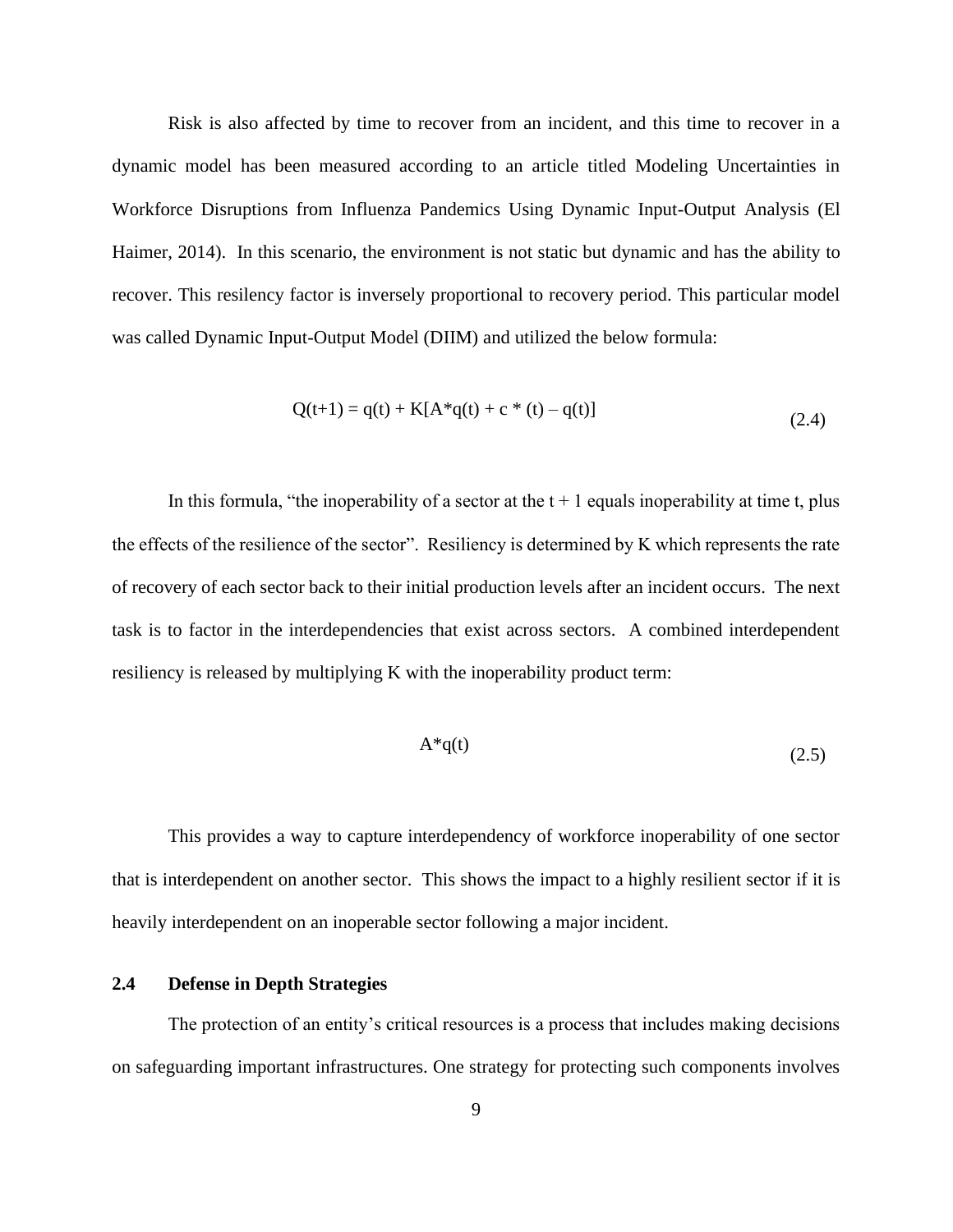Risk is also affected by time to recover from an incident, and this time to recover in a dynamic model has been measured according to an article titled Modeling Uncertainties in Workforce Disruptions from Influenza Pandemics Using Dynamic Input-Output Analysis (El Haimer, 2014). In this scenario, the environment is not static but dynamic and has the ability to recover. This resiliency factor is inversely proportional to recovery period. This particular model was called Dynamic Input-Output Model (DIIM) and utilized the below formula:

$$Q(t+1) = q(t) + K[A^*q(t) + c^*(t) - q(t)] \tag{2.4}$$

In this formula, "the inoperability of a sector at the t + 1 equals inoperability at time t, plus the effects of the resilience of the sector". Resiliency is determined by K which represents the rate of recovery of each sector back to their initial production levels after an incident occurs. The next task is to factor in the interdependencies that exist across sectors. A combined interdependent resiliency is released by multiplying K with the inoperability product term:

$$A^*q(t) \tag{2.5}$$

This provides a way to capture interdependency of workforce inoperability of one sector that is interdependent on another sector. This shows the impact to a highly resilient sector if it is heavily interdependent on an inoperable sector following a major incident.

## 2.4 Defense in Depth Strategies

The protection of an entity's critical resources is a process that includes making decisions on safeguarding important infrastructures. One strategy for protecting such components involves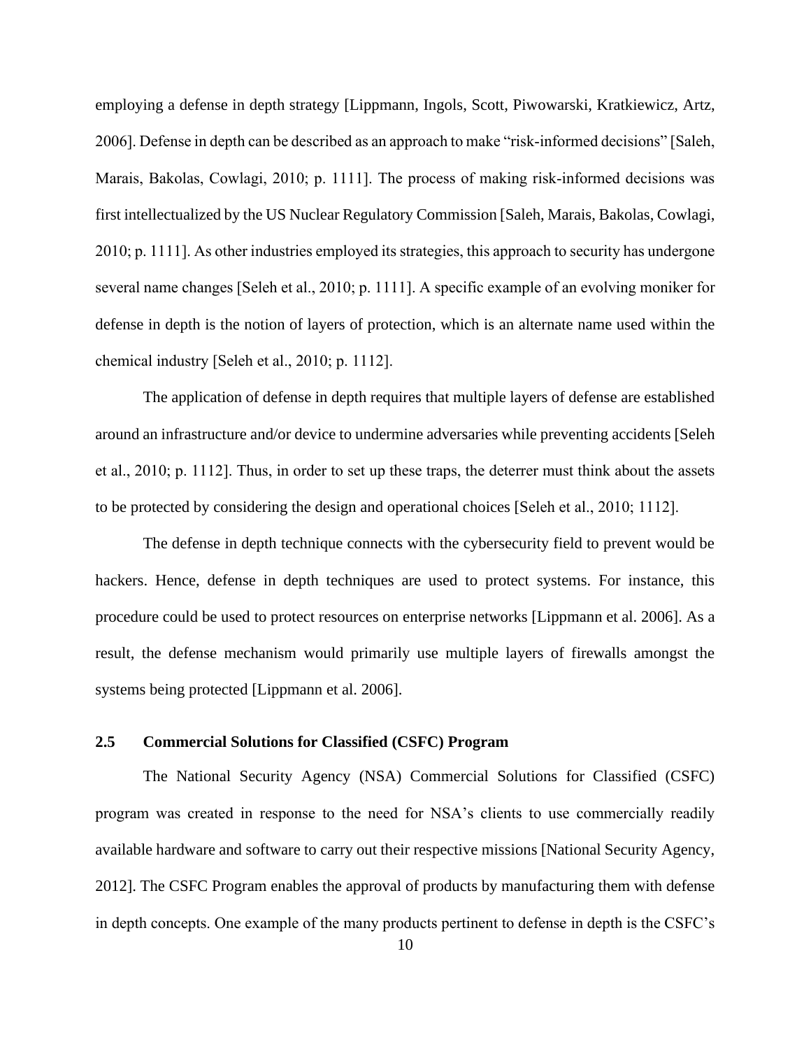employing a defense in depth strategy [Lippmann, Ingols, Scott, Piwowarski, Kratkiewicz, Artz, 2006]. Defense in depth can be described as an approach to make "risk-informed decisions" [Saleh, Marais, Bakolas, Cowlagi, 2010; p. 1111]. The process of making risk-informed decisions was first intellectualized by the US Nuclear Regulatory Commission [Saleh, Marais, Bakolas, Cowlagi, 2010; p. 1111]. As other industries employed its strategies, this approach to security has undergone several name changes [Seleh et al., 2010; p. 1111]. A specific example of an evolving moniker for defense in depth is the notion of layers of protection, which is an alternate name used within the chemical industry [Seleh et al., 2010; p. 1112].

The application of defense in depth requires that multiple layers of defense are established around an infrastructure and/or device to undermine adversaries while preventing accidents [Seleh et al., 2010; p. 1112]. Thus, in order to set up these traps, the deterrer must think about the assets to be protected by considering the design and operational choices [Seleh et al., 2010; 1112].

The defense in depth technique connects with the cybersecurity field to prevent would be hackers. Hence, defense in depth techniques are used to protect systems. For instance, this procedure could be used to protect resources on enterprise networks [Lippmann et al. 2006]. As a result, the defense mechanism would primarily use multiple layers of firewalls amongst the systems being protected [Lippmann et al. 2006].

## 2.5 Commercial Solutions for Classified (CSFC) Program

The National Security Agency (NSA) Commercial Solutions for Classified (CSFC) program was created in response to the need for NSA's clients to use commercially readily available hardware and software to carry out their respective missions [National Security Agency, 2012]. The CSFC Program enables the approval of products by manufacturing them with defense in depth concepts. One example of the many products pertinent to defense in depth is the CSFC's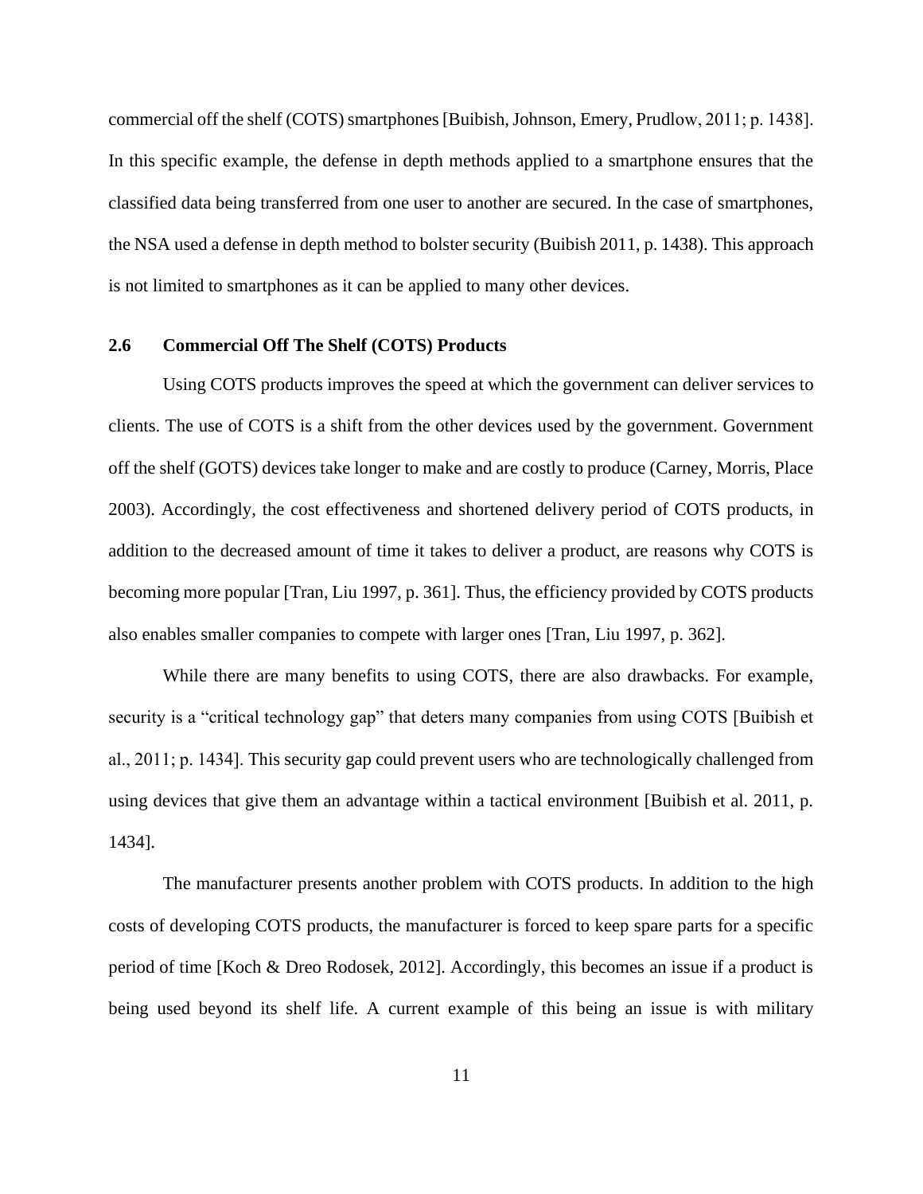commercial off the shelf (COTS) smartphones [Buibish, Johnson, Emery, Prudlow, 2011; p. 1438]. In this specific example, the defense in depth methods applied to a smartphone ensures that the classified data being transferred from one user to another are secured. In the case of smartphones, the NSA used a defense in depth method to bolster security (Buibish 2011, p. 1438). This approach is not limited to smartphones as it can be applied to many other devices.

## 2.6 Commercial Off The Shelf (COTS) Products

Using COTS products improves the speed at which the government can deliver services to clients. The use of COTS is a shift from the other devices used by the government. Government off the shelf (GOTS) devices take longer to make and are costly to produce (Carney, Morris, Place 2003). Accordingly, the cost effectiveness and shortened delivery period of COTS products, in addition to the decreased amount of time it takes to deliver a product, are reasons why COTS is becoming more popular [Tran, Liu 1997, p. 361]. Thus, the efficiency provided by COTS products also enables smaller companies to compete with larger ones [Tran, Liu 1997, p. 362].

While there are many benefits to using COTS, there are also drawbacks. For example, security is a "critical technology gap" that deters many companies from using COTS [Buibish et al., 2011; p. 1434]. This security gap could prevent users who are technologically challenged from using devices that give them an advantage within a tactical environment [Buibish et al. 2011, p. 1434].

The manufacturer presents another problem with COTS products. In addition to the high costs of developing COTS products, the manufacturer is forced to keep spare parts for a specific period of time [Koch & Dreo Rodosek, 2012]. Accordingly, this becomes an issue if a product is being used beyond its shelf life. A current example of this being an issue is with military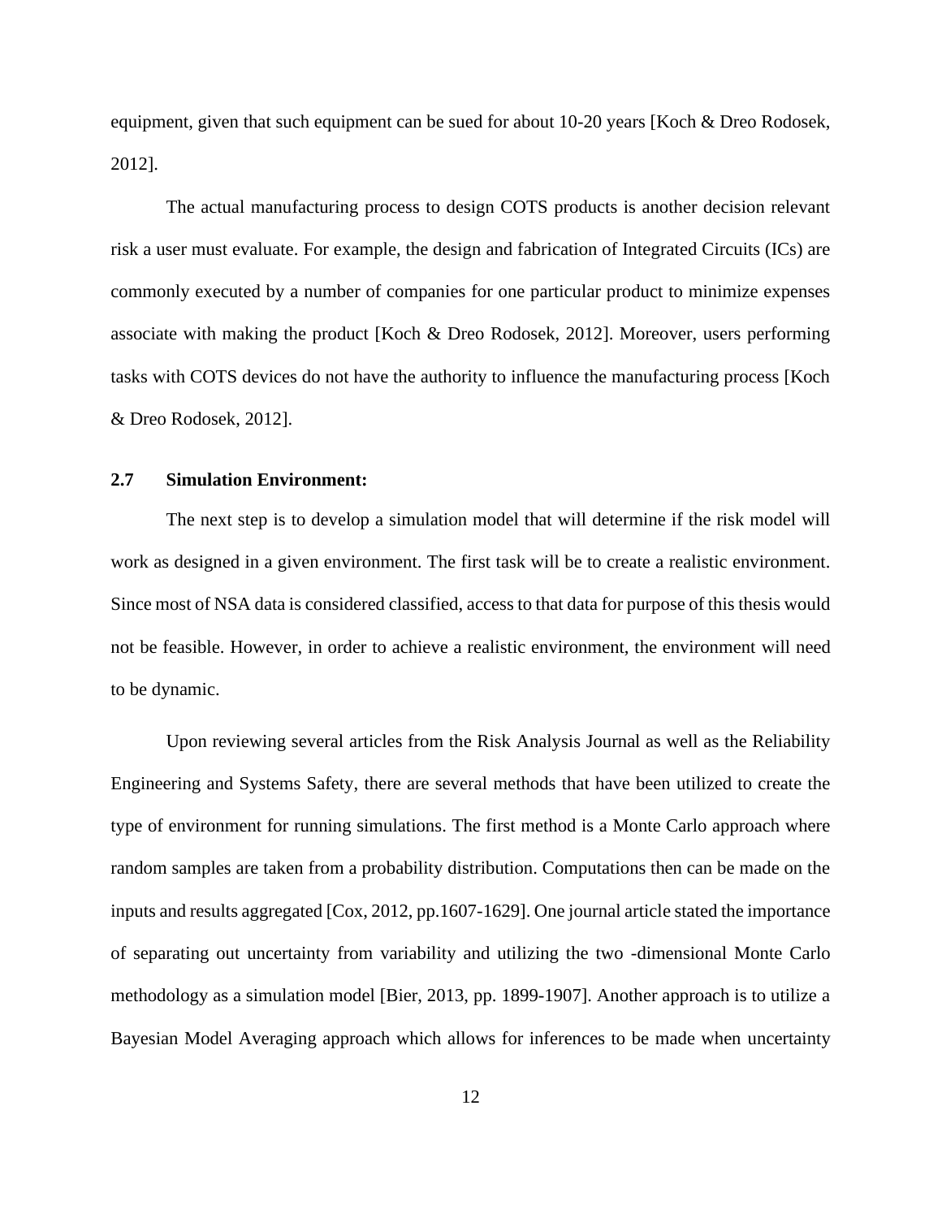equipment, given that such equipment can be sued for about 10-20 years [Koch & Dreo Rodosek, 2012].

The actual manufacturing process to design COTS products is another decision relevant risk a user must evaluate. For example, the design and fabrication of Integrated Circuits (ICs) are commonly executed by a number of companies for one particular product to minimize expenses associate with making the product [Koch & Dreo Rodosek, 2012]. Moreover, users performing tasks with COTS devices do not have the authority to influence the manufacturing process [Koch & Dreo Rodosek, 2012].

### 2.7 Simulation Environment:

The next step is to develop a simulation model that will determine if the risk model will work as designed in a given environment. The first task will be to create a realistic environment. Since most of NSA data is considered classified, access to that data for purpose of this thesis would not be feasible. However, in order to achieve a realistic environment, the environment will need to be dynamic.

Upon reviewing several articles from the Risk Analysis Journal as well as the Reliability Engineering and Systems Safety, there are several methods that have been utilized to create the type of environment for running simulations. The first method is a Monte Carlo approach where random samples are taken from a probability distribution. Computations then can be made on the inputs and results aggregated [Cox, 2012, pp.1607-1629]. One journal article stated the importance of separating out uncertainty from variability and utilizing the two -dimensional Monte Carlo methodology as a simulation model [Bier, 2013, pp. 1899-1907]. Another approach is to utilize a Bayesian Model Averaging approach which allows for inferences to be made when uncertainty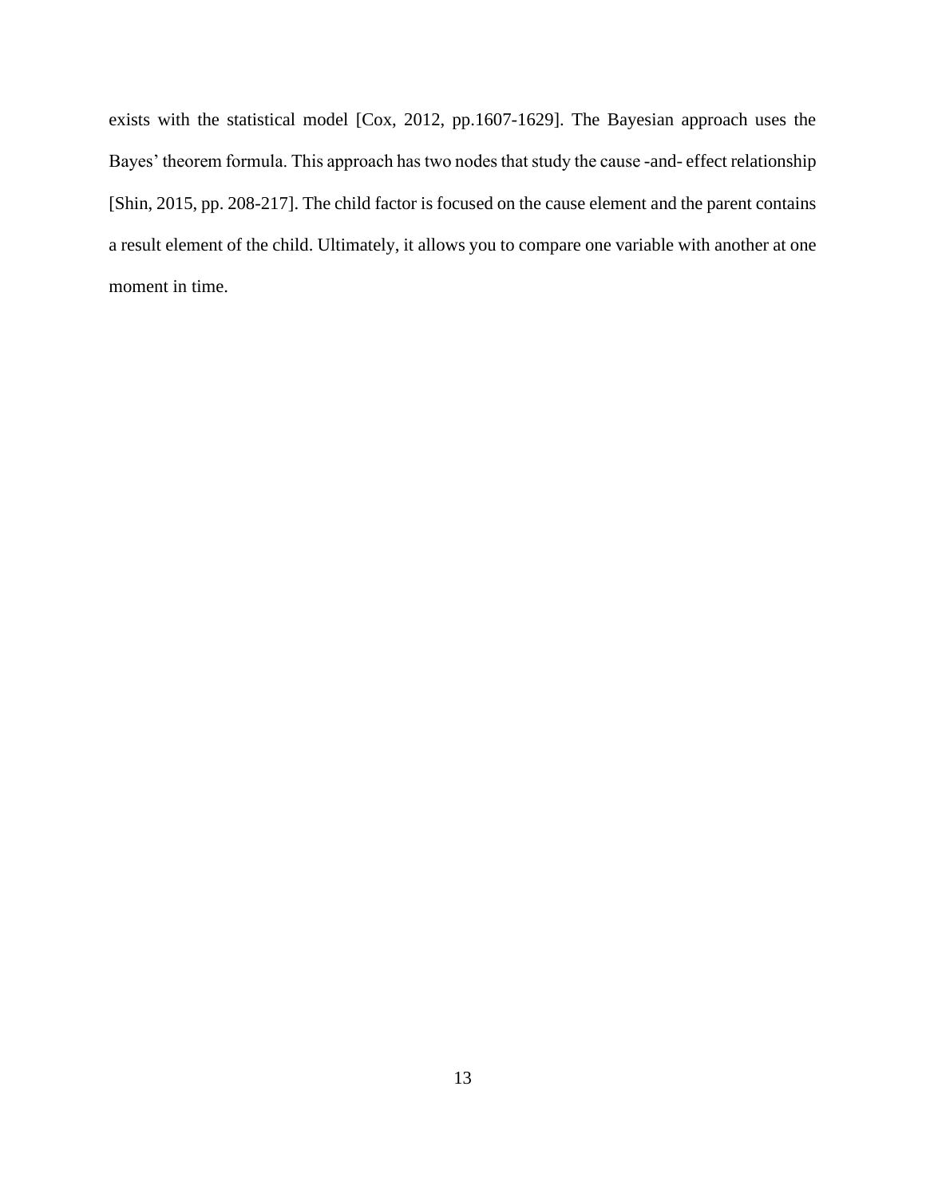exists with the statistical model [Cox, 2012, pp.1607-1629]. The Bayesian approach uses the Bayes' theorem formula. This approach has two nodes that study the cause -and- effect relationship [Shin, 2015, pp. 208-217]. The child factor is focused on the cause element and the parent contains a result element of the child. Ultimately, it allows you to compare one variable with another at one moment in time.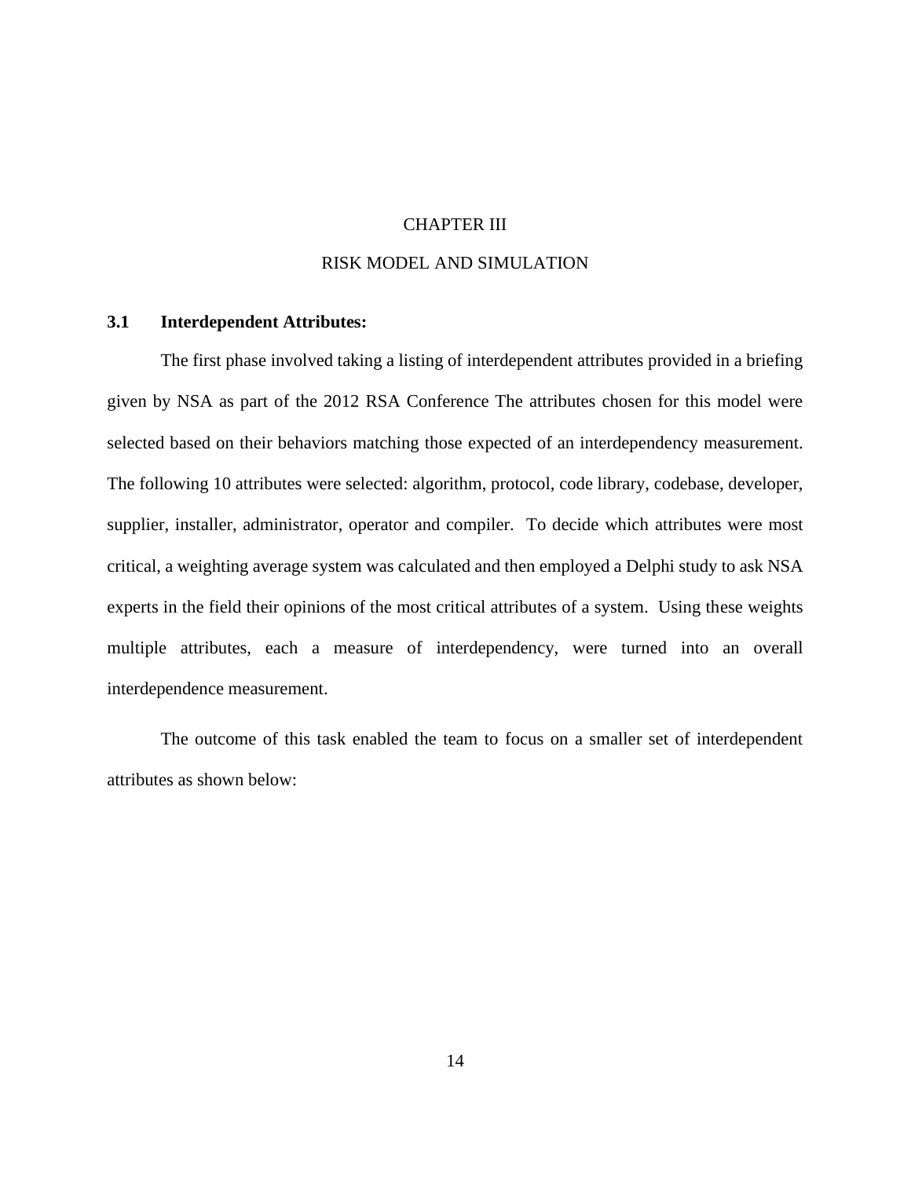# CHAPTER III

# RISK MODEL AND SIMULATION

## 3.1 Interdependent Attributes:

The first phase involved taking a listing of interdependent attributes provided in a briefing given by NSA as part of the 2012 RSA Conference The attributes chosen for this model were selected based on their behaviors matching those expected of an interdependency measurement. The following 10 attributes were selected: algorithm, protocol, code library, codebase, developer, supplier, installer, administrator, operator and compiler. To decide which attributes were most critical, a weighting average system was calculated and then employed a Delphi study to ask NSA experts in the field their opinions of the most critical attributes of a system. Using these weights multiple attributes, each a measure of interdependency, were turned into an overall interdependence measurement.

The outcome of this task enabled the team to focus on a smaller set of interdependent attributes as shown below: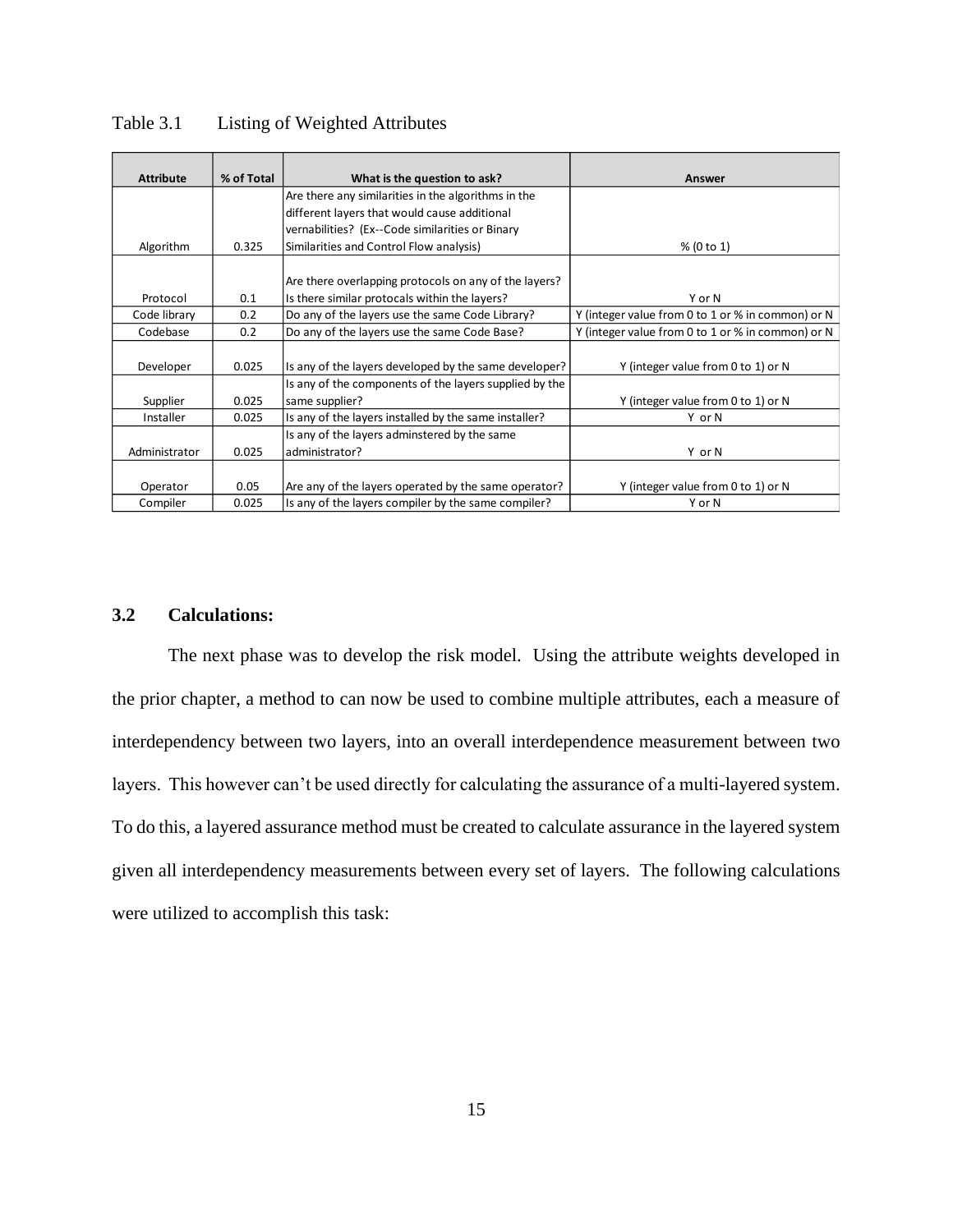Table 3.1 Listing of Weighted Attributes

| Attribute | % of Total | What is the question to ask? | Answer |
|---|---|---|---|
| Algorithm | 0.325 | Are there any similarities in the algorithms in the different layers that would cause additional vernabilities? (Ex--Code similarities or Binary Similarities and Control Flow analysis) | % (0 to 1) |
| Protocol | 0.1 | Are there overlapping protocols on any of the layers? Is there similar protocals within the layers? | Y or N |
| Code library | 0.2 | Do any of the layers use the same Code Library? | Y (integer value from 0 to 1 or % in common) or N |
| Codebase | 0.2 | Do any of the layers use the same Code Base? | Y (integer value from 0 to 1 or % in common) or N |
| Developer | 0.025 | Is any of the layers developed by the same developer? | Y (integer value from 0 to 1) or N |
| Supplier | 0.025 | Is any of the components of the layers supplied by the same supplier? | Y (integer value from 0 to 1) or N |
| Installer | 0.025 | Is any of the layers installed by the same installer? | Y or N |
| Administrator | 0.025 | Is any of the layers adminstered by the same administrator? | Y or N |
| Operator | 0.05 | Are any of the layers operated by the same operator? | Y (integer value from 0 to 1) or N |
| Compiler | 0.025 | Is any of the layers compiler by the same compiler? | Y or N |

### 3.2 Calculations:

The next phase was to develop the risk model. Using the attribute weights developed in the prior chapter, a method to can now be used to combine multiple attributes, each a measure of interdependency between two layers, into an overall interdependence measurement between two layers. This however can't be used directly for calculating the assurance of a multi-layered system. To do this, a layered assurance method must be created to calculate assurance in the layered system given all interdependency measurements between every set of layers. The following calculations were utilized to accomplish this task: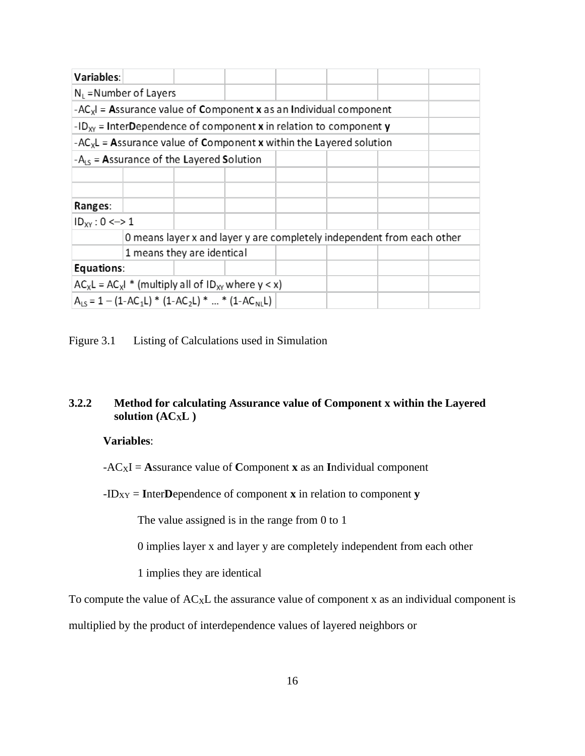| Variables: | | | | | | | |
|---|---|---|---|---|---|---|---|
| $N_L$ =Number of Layers | | | | | | | |
| -$AC_X I$ = **A**ssurance value of **C**omponent **x** as an **I**ndividual component | | | | | | | |
| -$ID_{XY}$ = **I**nter**D**ependence of component **x** in relation to component **y** | | | | | | | |
| -$AC_X L$ = **A**ssurance value of **C**omponent **x** within the **L**ayered solution | | | | | | | |
| -$A_{LS}$ = **A**ssurance of the **L**ayered **S**olution | | | | | | | |
| | | | | | | | |
| | | | | | | | |
| **Ranges**: | | | | | | | |
| $ID_{XY}$ : 0 <–> 1 | | | | | | | |
| | 0 means layer x and layer y are completely independent from each other | | | | | | |
| | 1 means they are identical | | | | | | |
| **Equations**: | | | | | | | |
| $AC_X L = AC_X I$ * (multiply all of $ID_{XY}$ where $y < x$) | | | | | | | |
| $A_{LS} = 1 - (1-AC_1 L) * (1-AC_2 L) * \ldots * (1-AC_{NL} L)$ | | | | | | | |

Figure 3.1 Listing of Calculations used in Simulation

### 3.2.2 Method for calculating Assurance value of Component x within the Layered solution ($AC_X L$ )

**Variables**:

-$AC_X I$ = **A**ssurance value of **C**omponent **x** as an **I**ndividual component

-$ID_{XY}$ = **I**nter**D**ependence of component **x** in relation to component **y**

The value assigned is in the range from 0 to 1

0 implies layer x and layer y are completely independent from each other

1 implies they are identical

To compute the value of $AC_X L$ the assurance value of component x as an individual component is multiplied by the product of interdependence values of layered neighbors or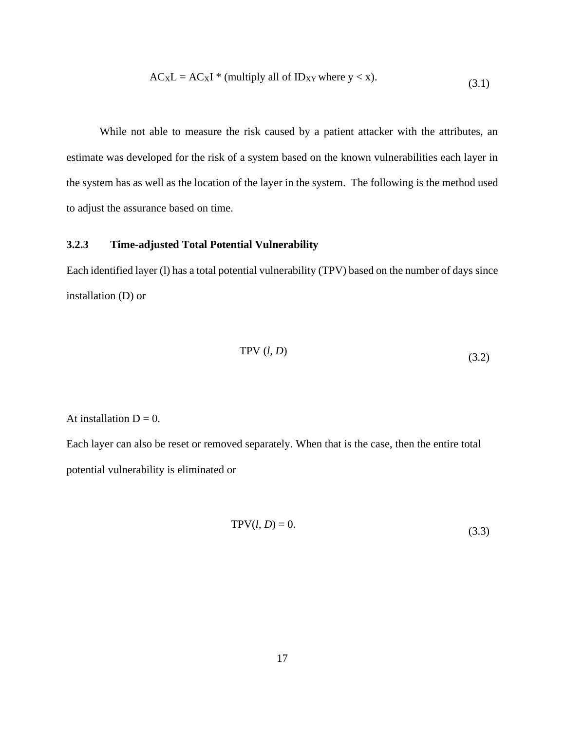$$AC_XL = AC_XI * (\text{multiply all of } ID_{XY} \text{ where } y < x). \tag{3.1}$$

While not able to measure the risk caused by a patient attacker with the attributes, an estimate was developed for the risk of a system based on the known vulnerabilities each layer in the system has as well as the location of the layer in the system. The following is the method used to adjust the assurance based on time.

### 3.2.3 Time-adjusted Total Potential Vulnerability

Each identified layer (l) has a total potential vulnerability (TPV) based on the number of days since installation (D) or

$$\text{TPV}\ (l, D) \tag{3.2}$$

At installation D = 0.

Each layer can also be reset or removed separately. When that is the case, then the entire total potential vulnerability is eliminated or

$$\text{TPV}(l, D) = 0. \tag{3.3}$$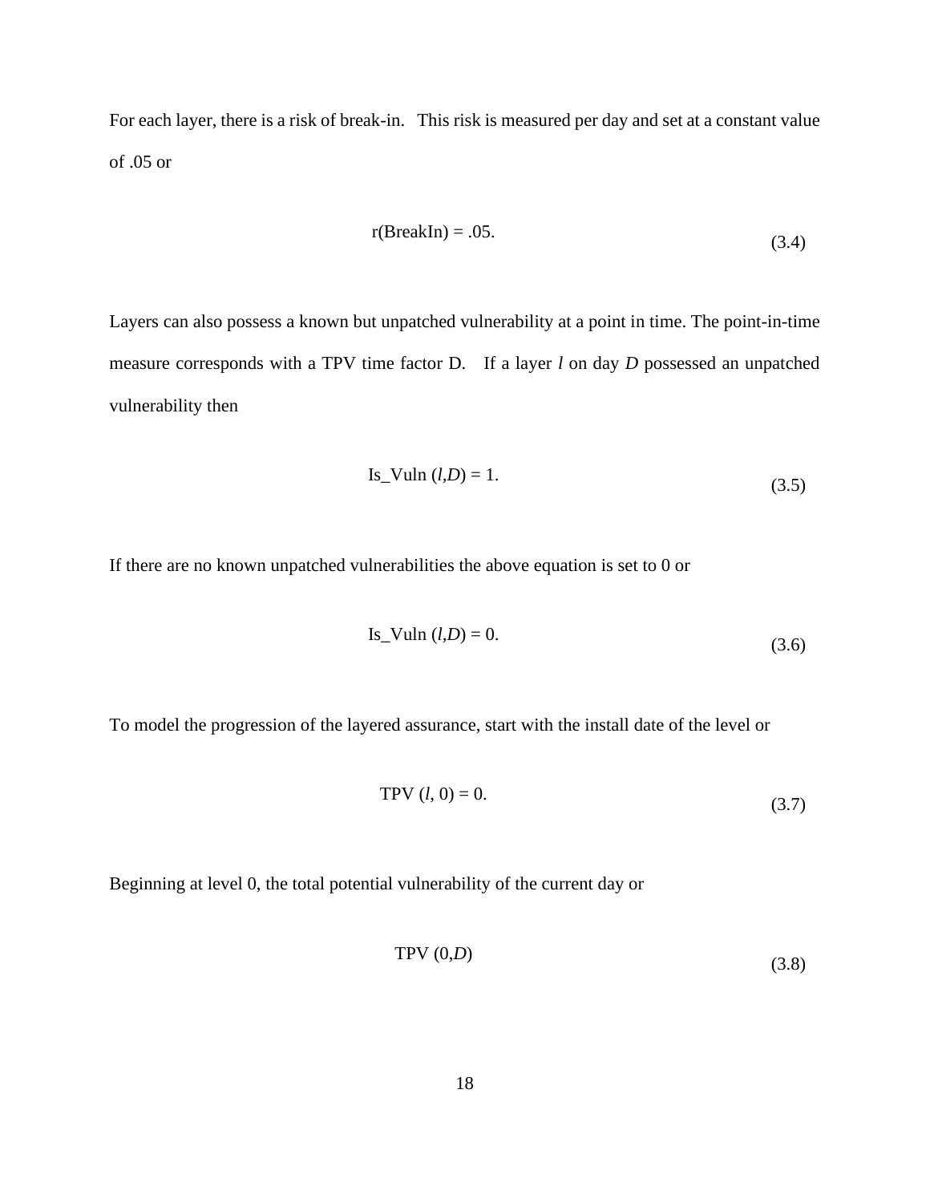For each layer, there is a risk of break-in. This risk is measured per day and set at a constant value of .05 or

$$\text{r(BreakIn)} = .05. \tag{3.4}$$

Layers can also possess a known but unpatched vulnerability at a point in time. The point-in-time measure corresponds with a TPV time factor D. If a layer *l* on day *D* possessed an unpatched vulnerability then

$$\text{Is\_Vuln}\ (l,D) = 1. \tag{3.5}$$

If there are no known unpatched vulnerabilities the above equation is set to 0 or

$$\text{Is\_Vuln}\ (l,D) = 0. \tag{3.6}$$

To model the progression of the layered assurance, start with the install date of the level or

$$\text{TPV}\ (l, 0) = 0. \tag{3.7}$$

Beginning at level 0, the total potential vulnerability of the current day or

$$\text{TPV}\ (0,D) \tag{3.8}$$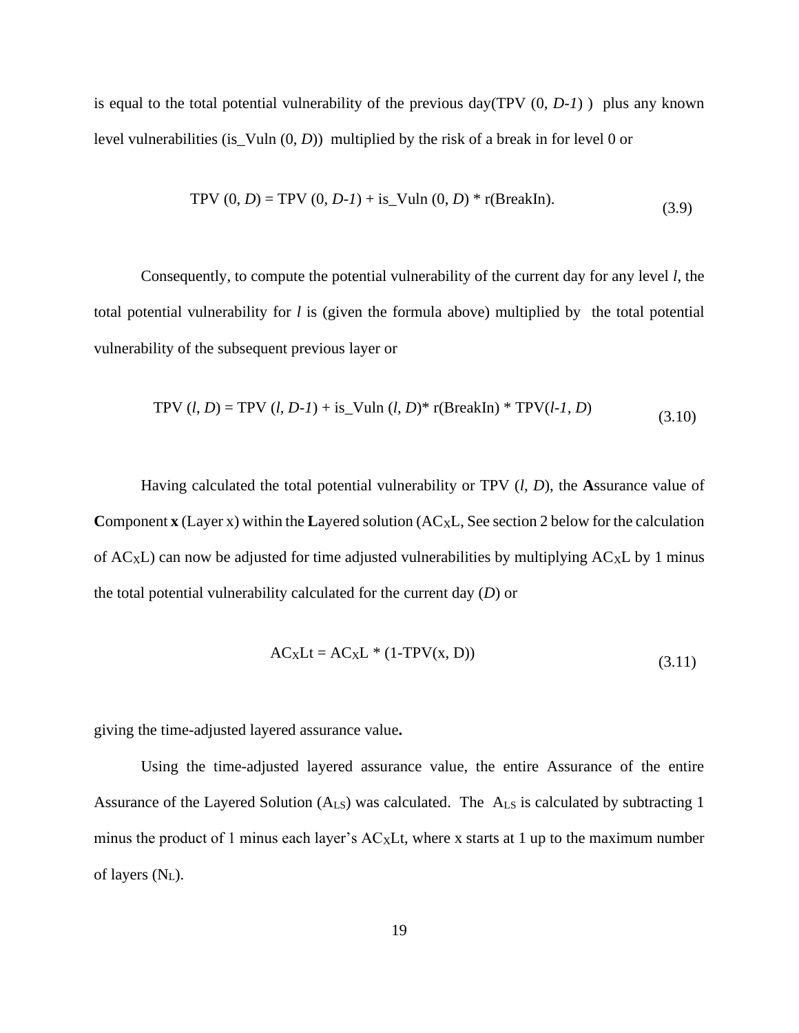is equal to the total potential vulnerability of the previous day(TPV (0, *D-1*) ) plus any known level vulnerabilities (is_Vuln (0, *D*)) multiplied by the risk of a break in for level 0 or

$$\text{TPV}(0, D) = \text{TPV}(0, D-1) + \text{is\_Vuln}(0, D) * \text{r(BreakIn)}. \tag{3.9}$$

Consequently, to compute the potential vulnerability of the current day for any level *l*, the total potential vulnerability for *l* is (given the formula above) multiplied by the total potential vulnerability of the subsequent previous layer or

$$\text{TPV}(l, D) = \text{TPV}(l, D-1) + \text{is\_Vuln}(l, D) * \text{r(BreakIn)} * \text{TPV}(l-1, D) \tag{3.10}$$

Having calculated the total potential vulnerability or TPV (*l*, *D*), the **A**ssurance value of **C**omponent **x** (Layer x) within the **L**ayered solution ($AC_XL$, See section 2 below for the calculation of $AC_XL$) can now be adjusted for time adjusted vulnerabilities by multiplying $AC_XL$ by 1 minus the total potential vulnerability calculated for the current day (*D*) or

$$AC_XLt = AC_XL * (1-\text{TPV}(x, D)) \tag{3.11}$$

giving the time-adjusted layered assurance value**.**

Using the time-adjusted layered assurance value, the entire Assurance of the entire Assurance of the Layered Solution ($A_{LS}$) was calculated. The $A_{LS}$ is calculated by subtracting 1 minus the product of 1 minus each layer's $AC_XLt$, where x starts at 1 up to the maximum number of layers ($N_L$).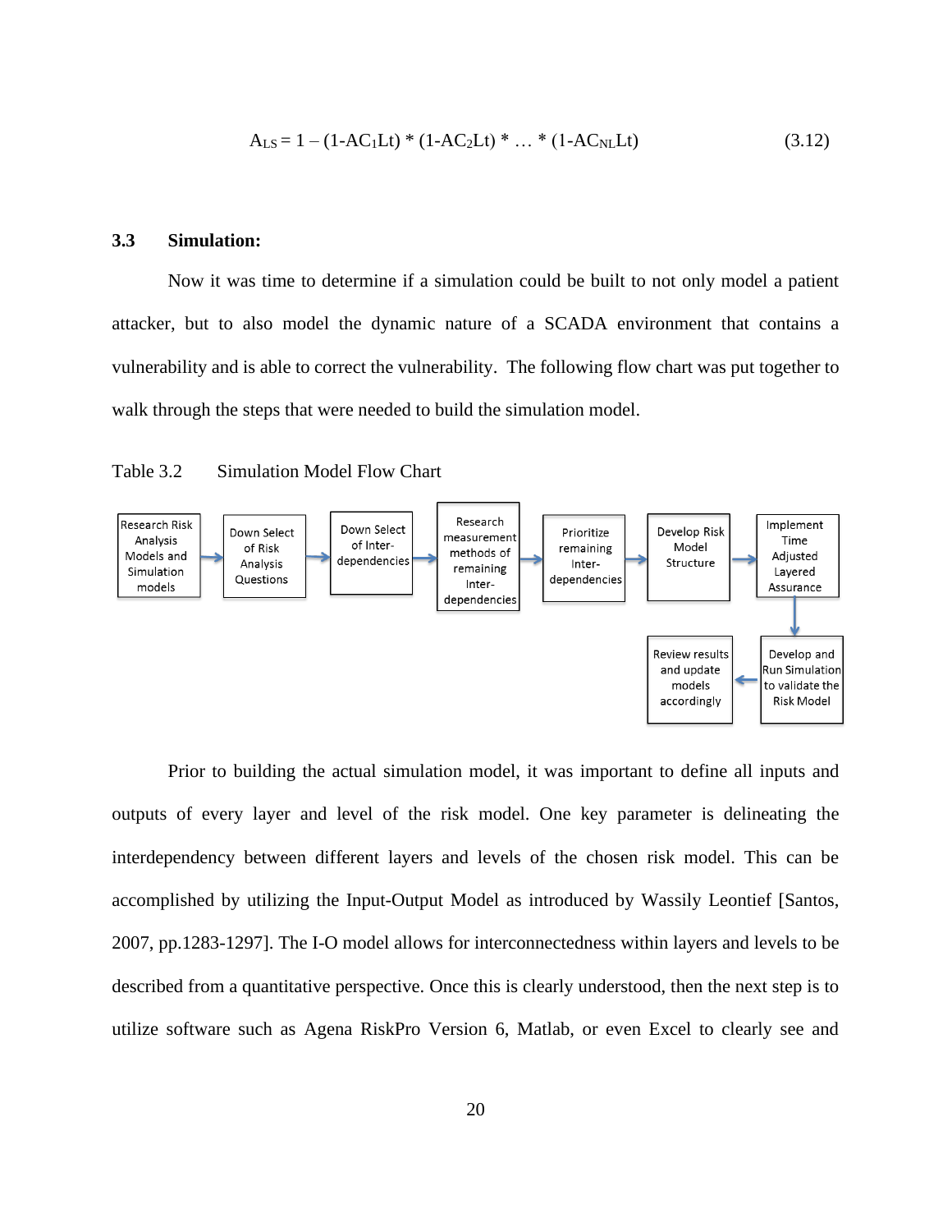$$A_{LS} = 1 - (1\text{-}AC_1Lt) * (1\text{-}AC_2Lt) * \ldots * (1\text{-}AC_{NL}Lt) \tag{3.12}$$

### 3.3 Simulation:

Now it was time to determine if a simulation could be built to not only model a patient attacker, but to also model the dynamic nature of a SCADA environment that contains a vulnerability and is able to correct the vulnerability. The following flow chart was put together to walk through the steps that were needed to build the simulation model.

Table 3.2 Simulation Model Flow Chart

Research Risk Analysis Models and Simulation models → Down Select of Risk Analysis Questions → Down Select of Inter-dependencies → Research measurement methods of remaining Inter-dependencies → Prioritize remaining Inter-dependencies → Develop Risk Model Structure → Implement Time Adjusted Layered Assurance → Develop and Run Simulation to validate the Risk Model → Review results and update models accordingly

Prior to building the actual simulation model, it was important to define all inputs and outputs of every layer and level of the risk model. One key parameter is delineating the interdependency between different layers and levels of the chosen risk model. This can be accomplished by utilizing the Input-Output Model as introduced by Wassily Leontief [Santos, 2007, pp.1283-1297]. The I-O model allows for interconnectedness within layers and levels to be described from a quantitative perspective. Once this is clearly understood, then the next step is to utilize software such as Agena RiskPro Version 6, Matlab, or even Excel to clearly see and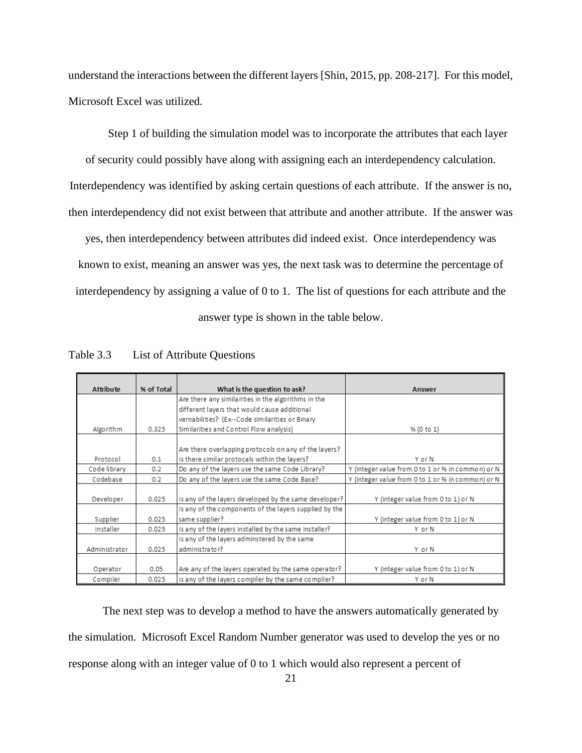understand the interactions between the different layers [Shin, 2015, pp. 208-217]. For this model, Microsoft Excel was utilized.

Step 1 of building the simulation model was to incorporate the attributes that each layer of security could possibly have along with assigning each an interdependency calculation. Interdependency was identified by asking certain questions of each attribute. If the answer is no, then interdependency did not exist between that attribute and another attribute. If the answer was yes, then interdependency between attributes did indeed exist. Once interdependency was known to exist, meaning an answer was yes, the next task was to determine the percentage of interdependency by assigning a value of 0 to 1. The list of questions for each attribute and the answer type is shown in the table below.

Table 3.3 List of Attribute Questions

| Attribute | % of Total | What is the question to ask? | Answer |
| --- | --- | --- | --- |
| Algorithm | 0.325 | Are there any similarities in the algorithms in the different layers that would cause additional vernabilities? (Ex--Code similarities or Binary Similarities and Control Flow analysis) | % (0 to 1) |
| Protocol | 0.1 | Are there overlapping protocols on any of the layers? Is there similar protocals within the layers? | Y or N |
| Code library | 0.2 | Do any of the layers use the same Code Library? | Y (integer value from 0 to 1 or % in common) or N |
| Codebase | 0.2 | Do any of the layers use the same Code Base? | Y (integer value from 0 to 1 or % in common) or N |
| Developer | 0.025 | Is any of the layers developed by the same developer? | Y (integer value from 0 to 1) or N |
| Supplier | 0.025 | Is any of the components of the layers supplied by the same supplier? | Y (integer value from 0 to 1) or N |
| Installer | 0.025 | Is any of the layers installed by the same installer? | Y or N |
| Administrator | 0.025 | Is any of the layers adminstered by the same administrator? | Y or N |
| Operator | 0.05 | Are any of the layers operated by the same operator? | Y (integer value from 0 to 1) or N |
| Compiler | 0.025 | Is any of the layers compiler by the same compiler? | Y or N |

The next step was to develop a method to have the answers automatically generated by the simulation. Microsoft Excel Random Number generator was used to develop the yes or no response along with an integer value of 0 to 1 which would also represent a percent of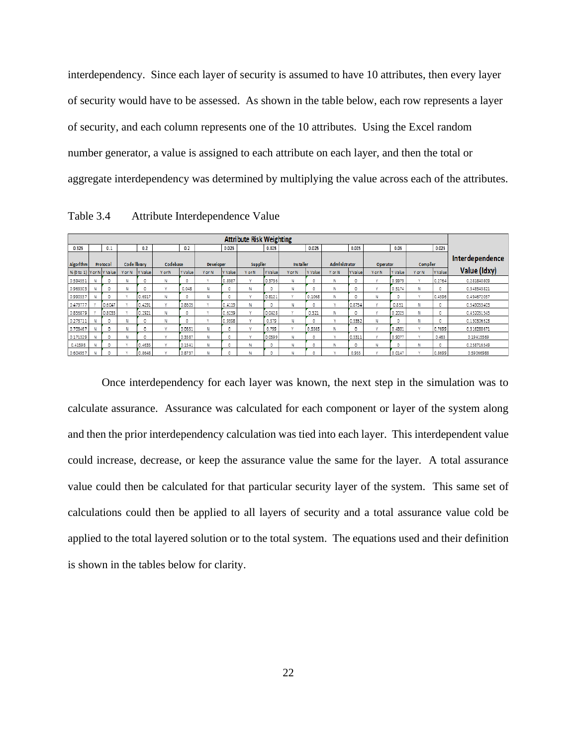interdependency. Since each layer of security is assumed to have 10 attributes, then every layer of security would have to be assessed. As shown in the table below, each row represents a layer of security, and each column represents one of the 10 attributes. Using the Excel random number generator, a value is assigned to each attribute on each layer, and then the total or aggregate interdependency was determined by multiplying the value across each of the attributes.

Table 3.4 Attribute Interdependence Value

| Attribute Risk Weighting | | | | | | | | | | | | | | | | | | | | | |
|---|---|---|---|---|---|---|---|---|---|---|---|---|---|---|---|---|---|---|---|---|---|
| 0.325 | | 0.1 | | 0.2 | | 0.2 | | 0.025 | | 0.025 | | 0.025 | | 0.025 | | 0.05 | | 0.025 | | | |
| Algorithm | Protocol | | Code library | | Codebase | | Developer | | Supplier | | Installer | | Administrator | | Operator | | Compiler | | Interdependence Value (Idxy) | | |
| % (0 to 1) | Y or N | Y Value | Y or N | Y Value | Y or N | Y Value | Y or N | Y Value | Y or N | Y Value | Y or N | Y Value | Y or N | Y Value | Y or N | Y Value | Y or N | Y Value | | | |
| 0.594351 | N | 0 | N | 0 | N | 0 | Y | 0.8987 | Y | 0.3736 | N | 0 | N | 0 | Y | 0.9979 | Y | 0.2764 | 0.281840809 | | |
| 0.963303 | N | 0 | N | 0 | Y | 0.048 | N | 0 | N | 0 | N | 0 | N | 0 | Y | 0.5174 | N | 0 | 0.348543821 | | |
| 0.990337 | N | 0 | Y | 0.6917 | N | 0 | N | 0 | Y | 0.8121 | Y | 0.1068 | N | 0 | N | 0 | Y | 0.4596 | 0.494672057 | | |
| 0.479777 | Y | 0.6047 | Y | 0.4291 | Y | 0.8603 | Y | 0.4119 | N | 0 | N | 0 | Y | 0.8754 | Y | 0.851 | N | 0 | 0.549053403 | | |
| 0.856879 | Y | 0.8033 | Y | 0.1921 | N | 0 | Y | 0.6239 | Y | 0.0423 | Y | 0.321 | N | 0 | Y | 0.2025 | N | 0 | 0.452051505 | | |
| 0.273711 | N | 0 | N | 0 | N | 0 | Y | 0.9958 | Y | 0.379 | N | 0 | Y | 0.3352 | N | 0 | N | 0 | 0.130306523 | | |
| 0.759467 | N | 0 | N | 0 | Y | 0.0651 | N | 0 | Y | 0.799 | Y | 0.5365 | N | 0 | Y | 0.4301 | Y | 0.7699 | 0.316258671 | | |
| 0.171329 | N | 0 | N | 0 | Y | 0.3587 | N | 0 | Y | 0.0599 | N | 0 | Y | 0.3311 | Y | 0.5077 | Y | 0.463 | 0.19415569 | | |
| 0.41598 | N | 0 | Y | 0.4635 | Y | 0.1541 | N | 0 | N | 0 | N | 0 | N | 0 | N | 0 | N | 0 | 0.238716549 | | |
| 0.604957 | N | 0 | Y | 0.8648 | Y | 0.8737 | N | 0 | N | 0 | N | 0 | Y | 0.955 | Y | 0.0147 | Y | 0.8699 | 0.59066988 | | |

Once interdependency for each layer was known, the next step in the simulation was to calculate assurance. Assurance was calculated for each component or layer of the system along and then the prior interdependency calculation was tied into each layer. This interdependent value could increase, decrease, or keep the assurance value the same for the layer. A total assurance value could then be calculated for that particular security layer of the system. This same set of calculations could then be applied to all layers of security and a total assurance value cold be applied to the total layered solution or to the total system. The equations used and their definition is shown in the tables below for clarity.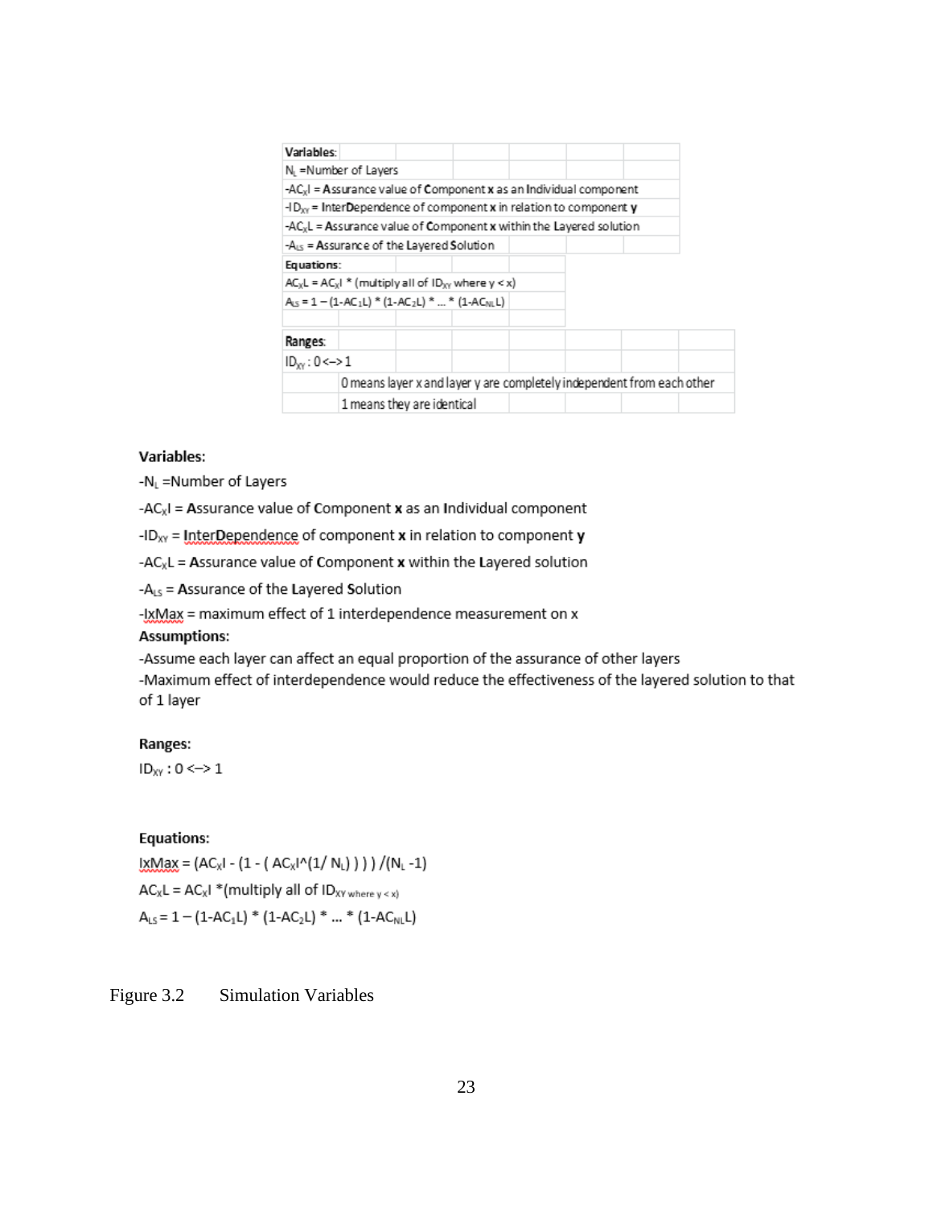| Variables: | | | | | | | |
|---|---|---|---|---|---|---|---|
| $N_L$ =Number of Layers | | | | | | | |
| -$AC_x I$ = Assurance value of Component **x** as an Individual component | | | | | | | |
| -$ID_{XY}$ = InterDependence of component **x** in relation to component **y** | | | | | | | |
| -$AC_x L$ = Assurance value of Component **x** within the Layered solution | | | | | | | |
| -$A_{LS}$ = Assurance of the Layered Solution | | | | | | | |
| Equations: | | | | | | | |
| $AC_x L = AC_x I$ * (multiply all of $ID_{XY}$ where y < x) | | | | | | | |
| $A_{LS} = 1 - (1-AC_1L) * (1-AC_2L) * \ldots * (1-AC_{NL}L)$ | | | | | | | |
| | | | | | | | |
| Ranges: | | | | | | | |
| $ID_{XY}$ : 0<–>1 | | | | | | | |
| | 0 means layer x and layer y are completely independent from each other | | | | | | |
| | 1 means they are identical | | | | | | |

**Variables:**

-$N_L$ =Number of Layers

-$AC_x I$ = **A**ssurance value of **C**omponent **x** as an **I**ndividual component

-$ID_{XY}$ = **I**nter**D**ependence of component **x** in relation to component **y**

-$AC_x L$ = **A**ssurance value of **C**omponent **x** within the **L**ayered solution

-$A_{LS}$ = **A**ssurance of the **L**ayered **S**olution

-IxMax = maximum effect of 1 interdependence measurement on x

**Assumptions:**

-Assume each layer can affect an equal proportion of the assurance of other layers

-Maximum effect of interdependence would reduce the effectiveness of the layered solution to that of 1 layer

**Ranges:**

$ID_{XY}$ : 0 <–> 1

**Equations:**

$IxMax = (AC_x I - (1 - ( AC_x I \hat{}(1/ N_L) ) ) ) /(N_L -1)$

$AC_x L = AC_x I$ *(multiply all of $ID_{XY \text{ where } y < x}$)

$A_{LS} = 1 - (1-AC_1L) * (1-AC_2L) * \ldots * (1-AC_{NL}L)$

Figure 3.2 Simulation Variables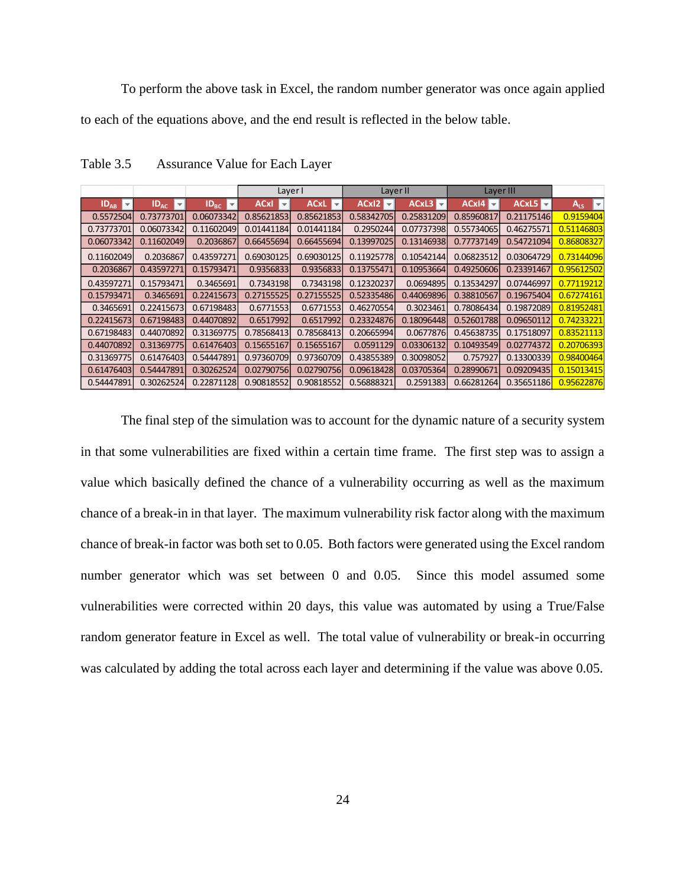To perform the above task in Excel, the random number generator was once again applied to each of the equations above, and the end result is reflected in the below table.

Table 3.5 Assurance Value for Each Layer

| | | | Layer I | | Layer II | | Layer III | | |
|---|---|---|---|---|---|---|---|---|---|
| $ID_{AB}$ | $ID_{AC}$ | $ID_{BC}$ | ACxI | ACxL | ACxI2 | ACxL3 | ACxI4 | ACxL5 | $A_{LS}$ |
| 0.5572504 | 0.73773701 | 0.06073342 | 0.85621853 | 0.85621853 | 0.58342705 | 0.25831209 | 0.85960817 | 0.21175146 | 0.9159404 |
| 0.73773701 | 0.06073342 | 0.11602049 | 0.01441184 | 0.01441184 | 0.2950244 | 0.07737398 | 0.55734065 | 0.46275571 | 0.51146803 |
| 0.06073342 | 0.11602049 | 0.2036867 | 0.66455694 | 0.66455694 | 0.13997025 | 0.13146938 | 0.77737149 | 0.54721094 | 0.86808327 |
| 0.11602049 | 0.2036867 | 0.43597271 | 0.69030125 | 0.69030125 | 0.11925778 | 0.10542144 | 0.06823512 | 0.03064729 | 0.73144096 |
| 0.2036867 | 0.43597271 | 0.15793471 | 0.9356833 | 0.9356833 | 0.13755471 | 0.10953664 | 0.49250606 | 0.23391467 | 0.95612502 |
| 0.43597271 | 0.15793471 | 0.3465691 | 0.7343198 | 0.7343198 | 0.12320237 | 0.0694895 | 0.13534297 | 0.07446997 | 0.77119212 |
| 0.15793471 | 0.3465691 | 0.22415673 | 0.27155525 | 0.27155525 | 0.52335486 | 0.44069896 | 0.38810567 | 0.19675404 | 0.67274161 |
| 0.3465691 | 0.22415673 | 0.67198483 | 0.6771553 | 0.6771553 | 0.46270554 | 0.3023461 | 0.78086434 | 0.19872089 | 0.81952481 |
| 0.22415673 | 0.67198483 | 0.44070892 | 0.6517992 | 0.6517992 | 0.23324876 | 0.18096448 | 0.52601788 | 0.09650112 | 0.74233221 |
| 0.67198483 | 0.44070892 | 0.31369775 | 0.78568413 | 0.78568413 | 0.20665994 | 0.0677876 | 0.45638735 | 0.17518097 | 0.83521113 |
| 0.44070892 | 0.31369775 | 0.61476403 | 0.15655167 | 0.15655167 | 0.0591129 | 0.03306132 | 0.10493549 | 0.02774372 | 0.20706393 |
| 0.31369775 | 0.61476403 | 0.54447891 | 0.97360709 | 0.97360709 | 0.43855389 | 0.30098052 | 0.757927 | 0.13300339 | 0.98400464 |
| 0.61476403 | 0.54447891 | 0.30262524 | 0.02790756 | 0.02790756 | 0.09618428 | 0.03705364 | 0.28990671 | 0.09209435 | 0.15013415 |
| 0.54447891 | 0.30262524 | 0.22871128 | 0.90818552 | 0.90818552 | 0.56888321 | 0.2591383 | 0.66281264 | 0.35651186 | 0.95622876 |

The final step of the simulation was to account for the dynamic nature of a security system in that some vulnerabilities are fixed within a certain time frame. The first step was to assign a value which basically defined the chance of a vulnerability occurring as well as the maximum chance of a break-in in that layer. The maximum vulnerability risk factor along with the maximum chance of break-in factor was both set to 0.05. Both factors were generated using the Excel random number generator which was set between 0 and 0.05. Since this model assumed some vulnerabilities were corrected within 20 days, this value was automated by using a True/False random generator feature in Excel as well. The total value of vulnerability or break-in occurring was calculated by adding the total across each layer and determining if the value was above 0.05.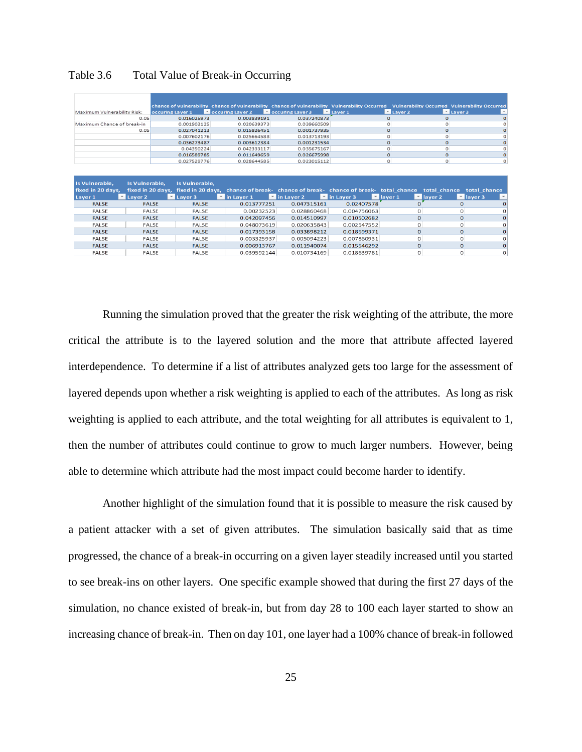Table 3.6 Total Value of Break-in Occurring

| Maximum Vulnerability Risk: | chance of vulnerability occuring Layer 1 | chance of vulnerability occuring Layer 2 | chance of vulnerability occuring Layer 3 | Vulnerability Occurred Layer 1 | Vulnerability Occurred Layer 2 | Vulnerability Occurred Layer 3 |
|---|---|---|---|---|---|---|
| 0.05 | 0.016025973 | 0.003839191 | 0.037240873 | 0 | 0 | 0 |
| Maximum Chance of break-in | 0.001903125 | 0.020639373 | 0.039660509 | 0 | 0 | 0 |
| 0.05 | 0.027041213 | 0.015826451 | 0.001737935 | 0 | 0 | 0 |
| | 0.007602176 | 0.025664588 | 0.013713193 | 0 | 0 | 0 |
| | 0.036273487 | 0.003612384 | 0.001231534 | 0 | 0 | 0 |
| | 0.04350224 | 0.042333117 | 0.035675167 | 0 | 0 | 0 |
| | 0.016589785 | 0.011649659 | 0.026675998 | 0 | 0 | 0 |
| | 0.027529776 | 0.028644585 | 0.023015112 | 0 | 0 | 0 |

| Is Vulnerable, fixed in 20 days, Layer 1 | Is Vulnerable, fixed in 20 days, Layer 2 | Is Vulnerable, fixed in 20 days, Layer 3 | chance of break-in Layer 1 | chance of break-in Layer 2 | chance of break-in Layer 3 | total_chance layer 1 | total_chance layer 2 | total_chance layer 3 |
|---|---|---|---|---|---|---|---|---|
| FALSE | FALSE | FALSE | 0.013777251 | 0.047315161 | 0.02407578 | 0 | 0 | 0 |
| FALSE | FALSE | FALSE | 0.00232523 | 0.028860468 | 0.004756063 | 0 | 0 | 0 |
| FALSE | FALSE | FALSE | 0.042097456 | 0.014510997 | 0.010502682 | 0 | 0 | 0 |
| FALSE | FALSE | FALSE | 0.048073619 | 0.020635843 | 0.002547552 | 0 | 0 | 0 |
| FALSE | FALSE | FALSE | 0.017393158 | 0.033898212 | 0.018599371 | 0 | 0 | 0 |
| FALSE | FALSE | FALSE | 0.003325937 | 0.005094223 | 0.007860931 | 0 | 0 | 0 |
| FALSE | FALSE | FALSE | 0.006913767 | 0.011940074 | 0.015546292 | 0 | 0 | 0 |
| FALSE | FALSE | FALSE | 0.039592144 | 0.010734169 | 0.018639781 | 0 | 0 | 0 |

Running the simulation proved that the greater the risk weighting of the attribute, the more critical the attribute is to the layered solution and the more that attribute affected layered interdependence. To determine if a list of attributes analyzed gets too large for the assessment of layered depends upon whether a risk weighting is applied to each of the attributes. As long as risk weighting is applied to each attribute, and the total weighting for all attributes is equivalent to 1, then the number of attributes could continue to grow to much larger numbers. However, being able to determine which attribute had the most impact could become harder to identify.

Another highlight of the simulation found that it is possible to measure the risk caused by a patient attacker with a set of given attributes. The simulation basically said that as time progressed, the chance of a break-in occurring on a given layer steadily increased until you started to see break-ins on other layers. One specific example showed that during the first 27 days of the simulation, no chance existed of break-in, but from day 28 to 100 each layer started to show an increasing chance of break-in. Then on day 101, one layer had a 100% chance of break-in followed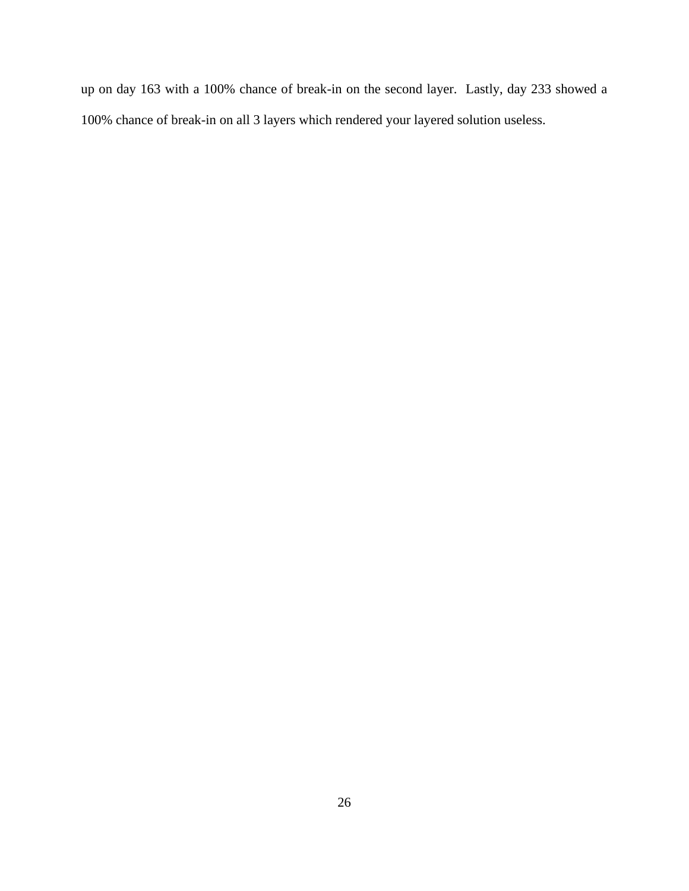up on day 163 with a 100% chance of break-in on the second layer. Lastly, day 233 showed a 100% chance of break-in on all 3 layers which rendered your layered solution useless.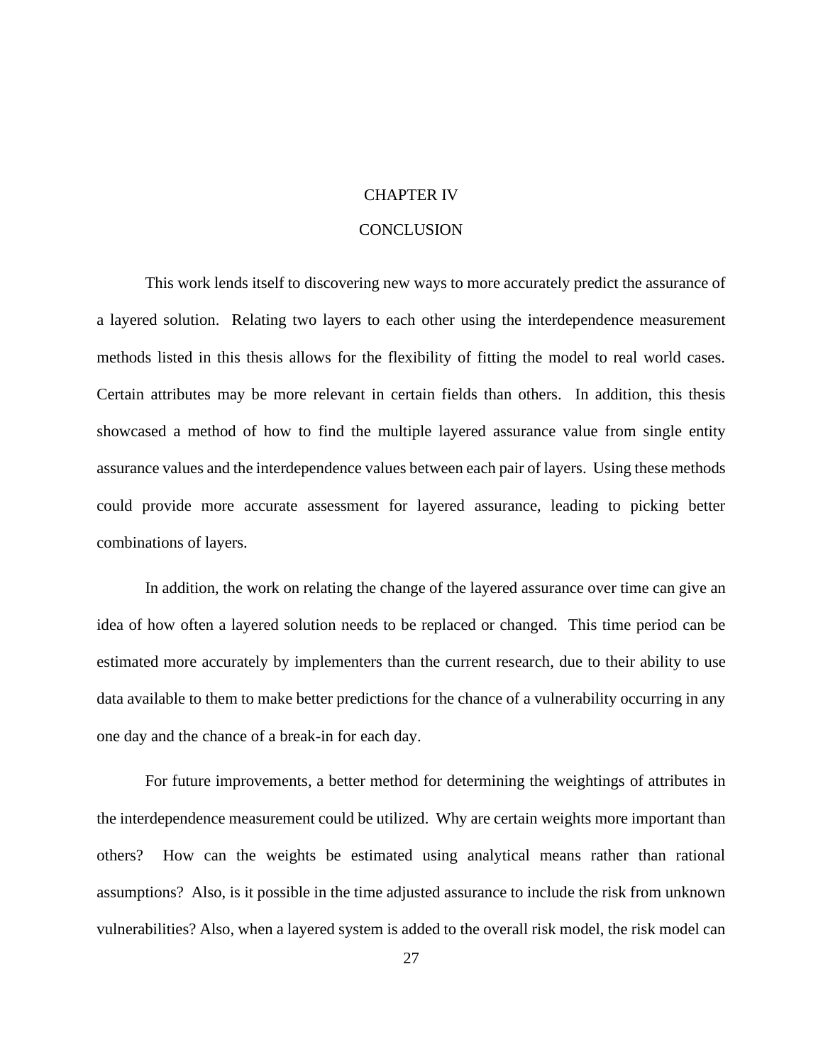# CHAPTER IV

# CONCLUSION

This work lends itself to discovering new ways to more accurately predict the assurance of a layered solution. Relating two layers to each other using the interdependence measurement methods listed in this thesis allows for the flexibility of fitting the model to real world cases. Certain attributes may be more relevant in certain fields than others. In addition, this thesis showcased a method of how to find the multiple layered assurance value from single entity assurance values and the interdependence values between each pair of layers. Using these methods could provide more accurate assessment for layered assurance, leading to picking better combinations of layers.

In addition, the work on relating the change of the layered assurance over time can give an idea of how often a layered solution needs to be replaced or changed. This time period can be estimated more accurately by implementers than the current research, due to their ability to use data available to them to make better predictions for the chance of a vulnerability occurring in any one day and the chance of a break-in for each day.

For future improvements, a better method for determining the weightings of attributes in the interdependence measurement could be utilized. Why are certain weights more important than others? How can the weights be estimated using analytical means rather than rational assumptions? Also, is it possible in the time adjusted assurance to include the risk from unknown vulnerabilities? Also, when a layered system is added to the overall risk model, the risk model can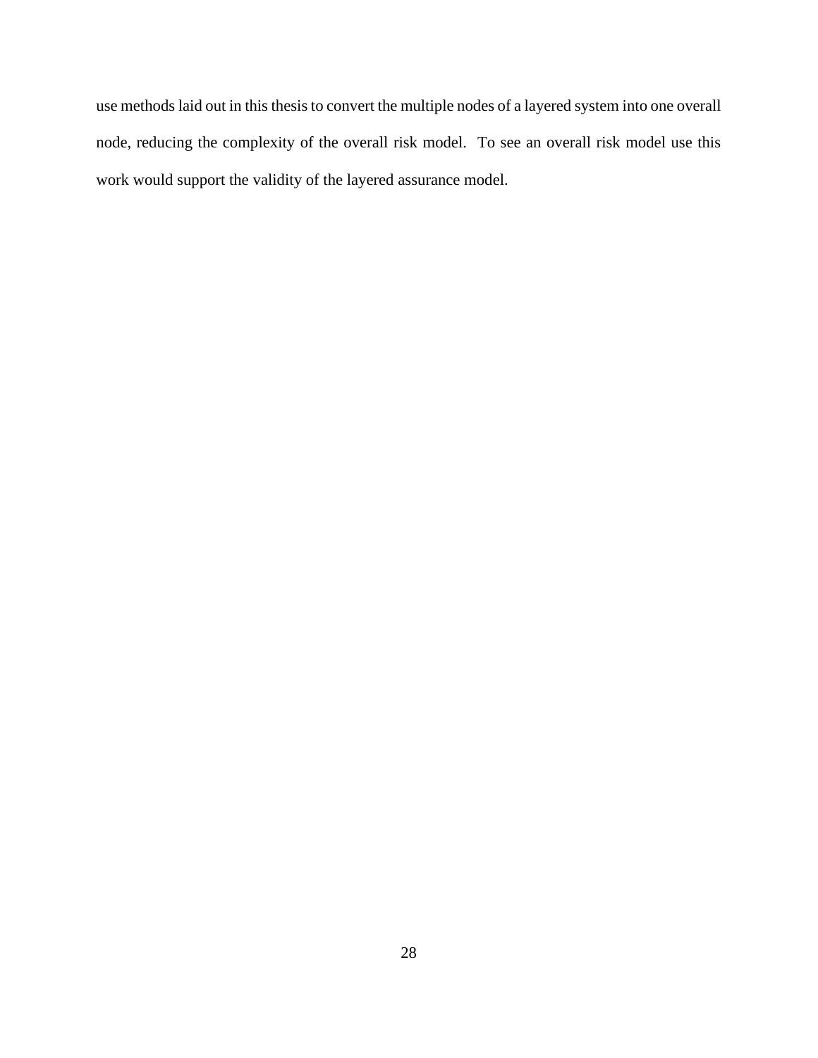use methods laid out in this thesis to convert the multiple nodes of a layered system into one overall node, reducing the complexity of the overall risk model. To see an overall risk model use this work would support the validity of the layered assurance model.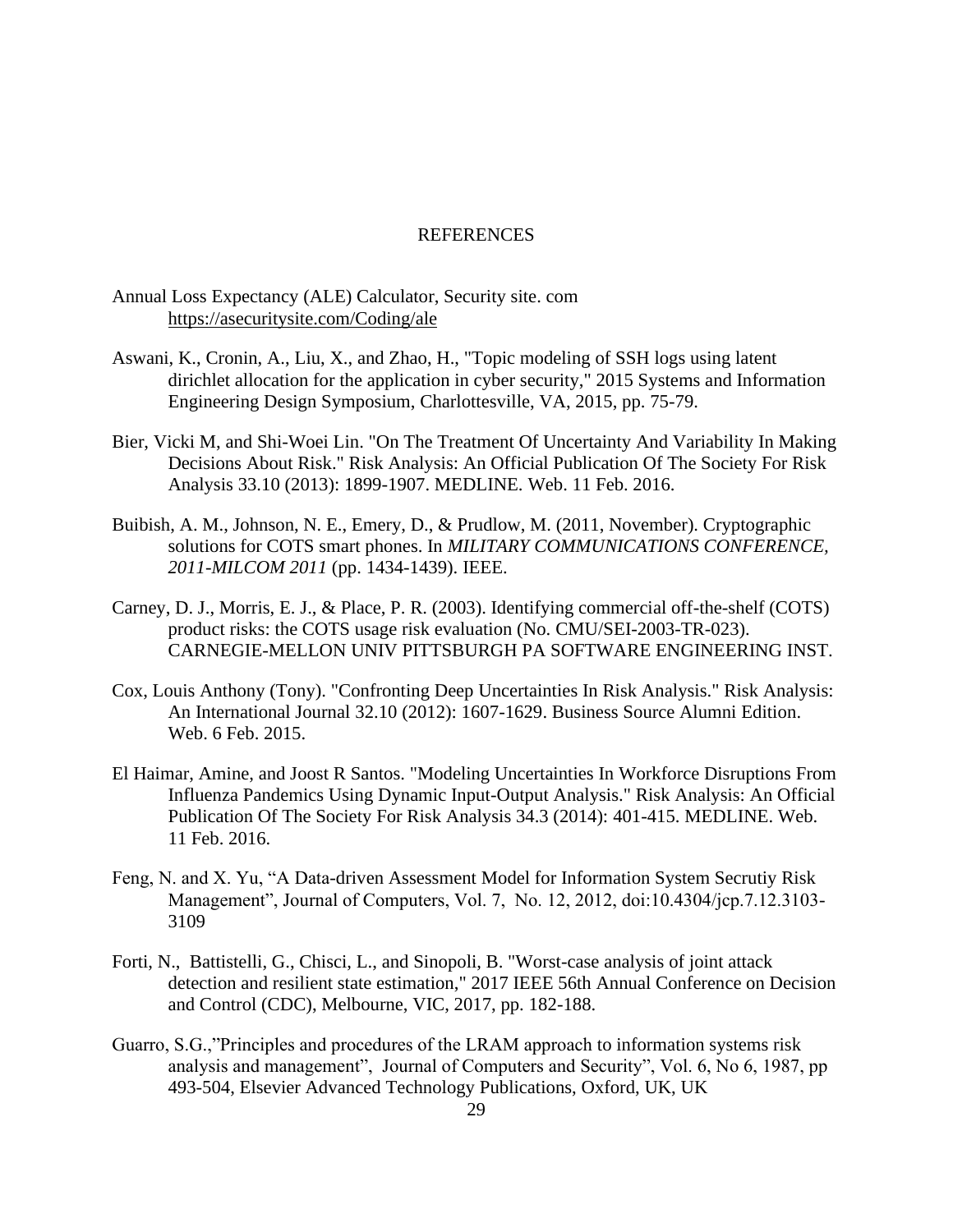# REFERENCES

Annual Loss Expectancy (ALE) Calculator, Security site. com
https://asecuritysite.com/Coding/ale

Aswani, K., Cronin, A., Liu, X., and Zhao, H., "Topic modeling of SSH logs using latent dirichlet allocation for the application in cyber security," 2015 Systems and Information Engineering Design Symposium, Charlottesville, VA, 2015, pp. 75-79.

Bier, Vicki M, and Shi-Woei Lin. "On The Treatment Of Uncertainty And Variability In Making Decisions About Risk." Risk Analysis: An Official Publication Of The Society For Risk Analysis 33.10 (2013): 1899-1907. MEDLINE. Web. 11 Feb. 2016.

Buibish, A. M., Johnson, N. E., Emery, D., & Prudlow, M. (2011, November). Cryptographic solutions for COTS smart phones. In *MILITARY COMMUNICATIONS CONFERENCE, 2011-MILCOM 2011* (pp. 1434-1439). IEEE.

Carney, D. J., Morris, E. J., & Place, P. R. (2003). Identifying commercial off-the-shelf (COTS) product risks: the COTS usage risk evaluation (No. CMU/SEI-2003-TR-023). CARNEGIE-MELLON UNIV PITTSBURGH PA SOFTWARE ENGINEERING INST.

Cox, Louis Anthony (Tony). "Confronting Deep Uncertainties In Risk Analysis." Risk Analysis: An International Journal 32.10 (2012): 1607-1629. Business Source Alumni Edition. Web. 6 Feb. 2015.

El Haimar, Amine, and Joost R Santos. "Modeling Uncertainties In Workforce Disruptions From Influenza Pandemics Using Dynamic Input-Output Analysis." Risk Analysis: An Official Publication Of The Society For Risk Analysis 34.3 (2014): 401-415. MEDLINE. Web. 11 Feb. 2016.

Feng, N. and X. Yu, "A Data-driven Assessment Model for Information System Secrutiy Risk Management", Journal of Computers, Vol. 7, No. 12, 2012, doi:10.4304/jcp.7.12.3103-3109

Forti, N., Battistelli, G., Chisci, L., and Sinopoli, B. "Worst-case analysis of joint attack detection and resilient state estimation," 2017 IEEE 56th Annual Conference on Decision and Control (CDC), Melbourne, VIC, 2017, pp. 182-188.

Guarro, S.G.,"Principles and procedures of the LRAM approach to information systems risk analysis and management", Journal of Computers and Security", Vol. 6, No 6, 1987, pp 493-504, Elsevier Advanced Technology Publications, Oxford, UK, UK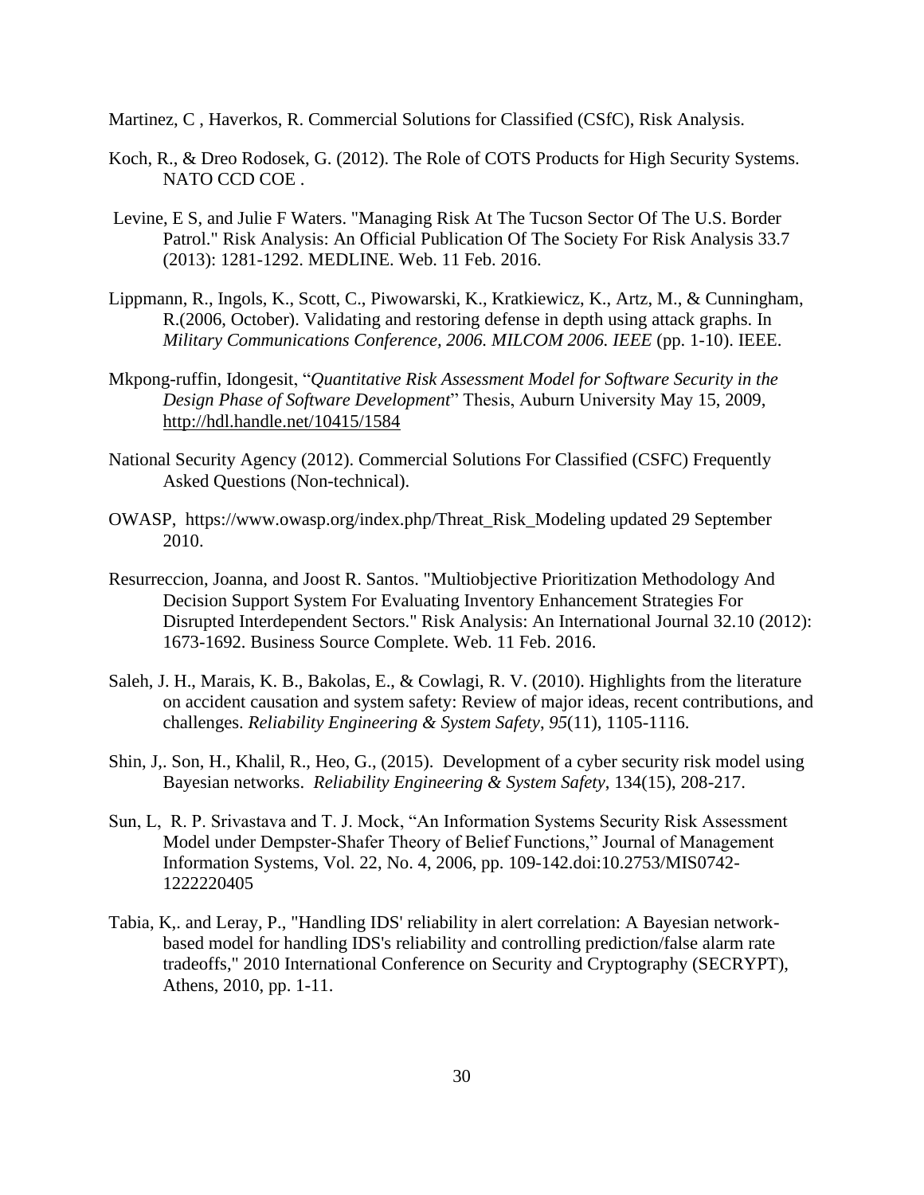Martinez, C , Haverkos, R. Commercial Solutions for Classified (CSfC), Risk Analysis.

Koch, R., & Dreo Rodosek, G. (2012). The Role of COTS Products for High Security Systems. NATO CCD COE .

Levine, E S, and Julie F Waters. "Managing Risk At The Tucson Sector Of The U.S. Border Patrol." Risk Analysis: An Official Publication Of The Society For Risk Analysis 33.7 (2013): 1281-1292. MEDLINE. Web. 11 Feb. 2016.

Lippmann, R., Ingols, K., Scott, C., Piwowarski, K., Kratkiewicz, K., Artz, M., & Cunningham, R.(2006, October). Validating and restoring defense in depth using attack graphs. In *Military Communications Conference, 2006. MILCOM 2006. IEEE* (pp. 1-10). IEEE.

Mkpong-ruffin, Idongesit, "*Quantitative Risk Assessment Model for Software Security in the Design Phase of Software Development*" Thesis, Auburn University May 15, 2009, http://hdl.handle.net/10415/1584

National Security Agency (2012). Commercial Solutions For Classified (CSFC) Frequently Asked Questions (Non-technical).

OWASP, https://www.owasp.org/index.php/Threat_Risk_Modeling updated 29 September 2010.

Resurreccion, Joanna, and Joost R. Santos. "Multiobjective Prioritization Methodology And Decision Support System For Evaluating Inventory Enhancement Strategies For Disrupted Interdependent Sectors." Risk Analysis: An International Journal 32.10 (2012): 1673-1692. Business Source Complete. Web. 11 Feb. 2016.

Saleh, J. H., Marais, K. B., Bakolas, E., & Cowlagi, R. V. (2010). Highlights from the literature on accident causation and system safety: Review of major ideas, recent contributions, and challenges. *Reliability Engineering & System Safety*, *95*(11), 1105-1116.

Shin, J,. Son, H., Khalil, R., Heo, G., (2015). Development of a cyber security risk model using Bayesian networks. *Reliability Engineering & System Safety*, 134(15), 208-217.

Sun, L, R. P. Srivastava and T. J. Mock, "An Information Systems Security Risk Assessment Model under Dempster-Shafer Theory of Belief Functions," Journal of Management Information Systems, Vol. 22, No. 4, 2006, pp. 109-142.doi:10.2753/MIS0742-1222220405

Tabia, K,. and Leray, P., "Handling IDS' reliability in alert correlation: A Bayesian network-based model for handling IDS's reliability and controlling prediction/false alarm rate tradeoffs," 2010 International Conference on Security and Cryptography (SECRYPT), Athens, 2010, pp. 1-11.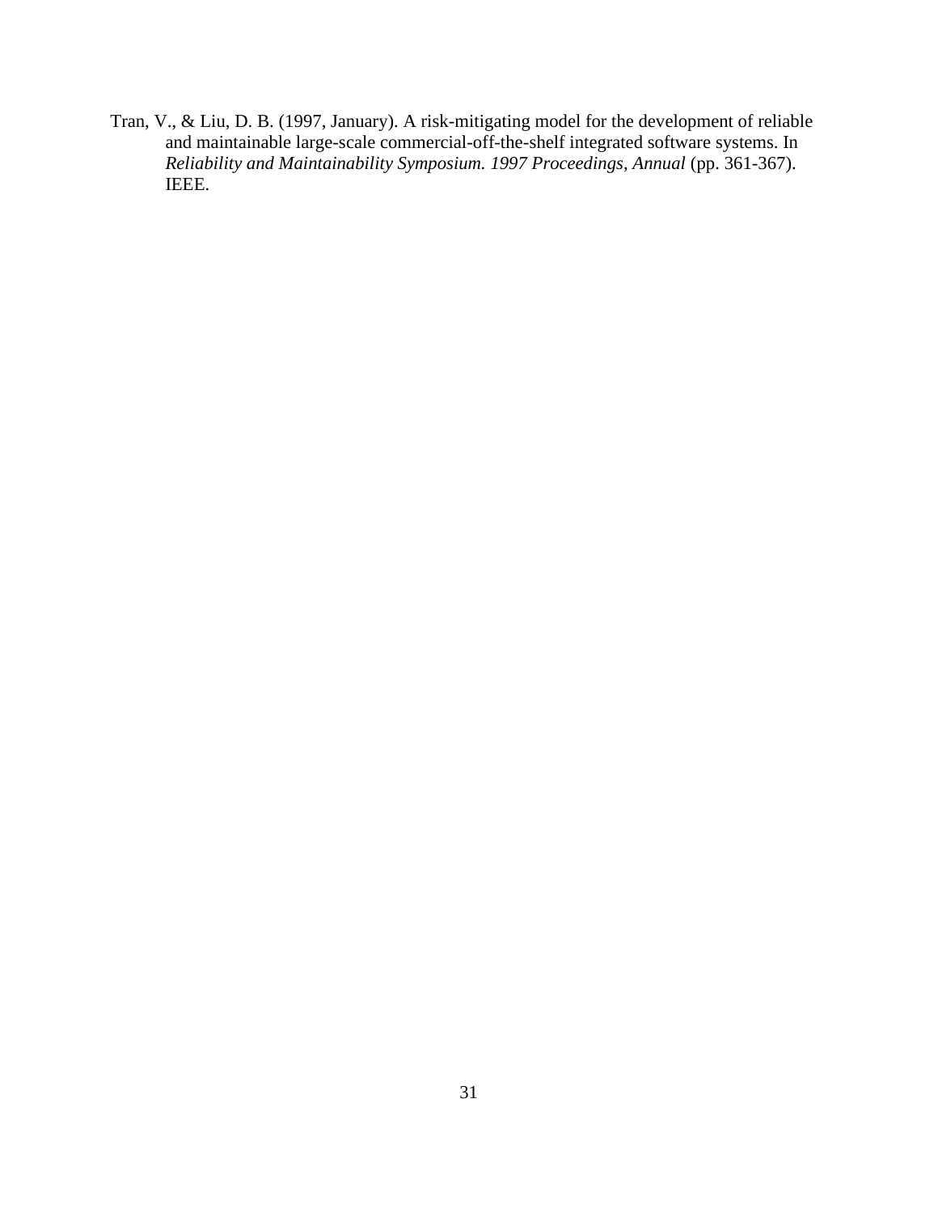Tran, V., & Liu, D. B. (1997, January). A risk-mitigating model for the development of reliable and maintainable large-scale commercial-off-the-shelf integrated software systems. In *Reliability and Maintainability Symposium. 1997 Proceedings, Annual* (pp. 361-367). IEEE.